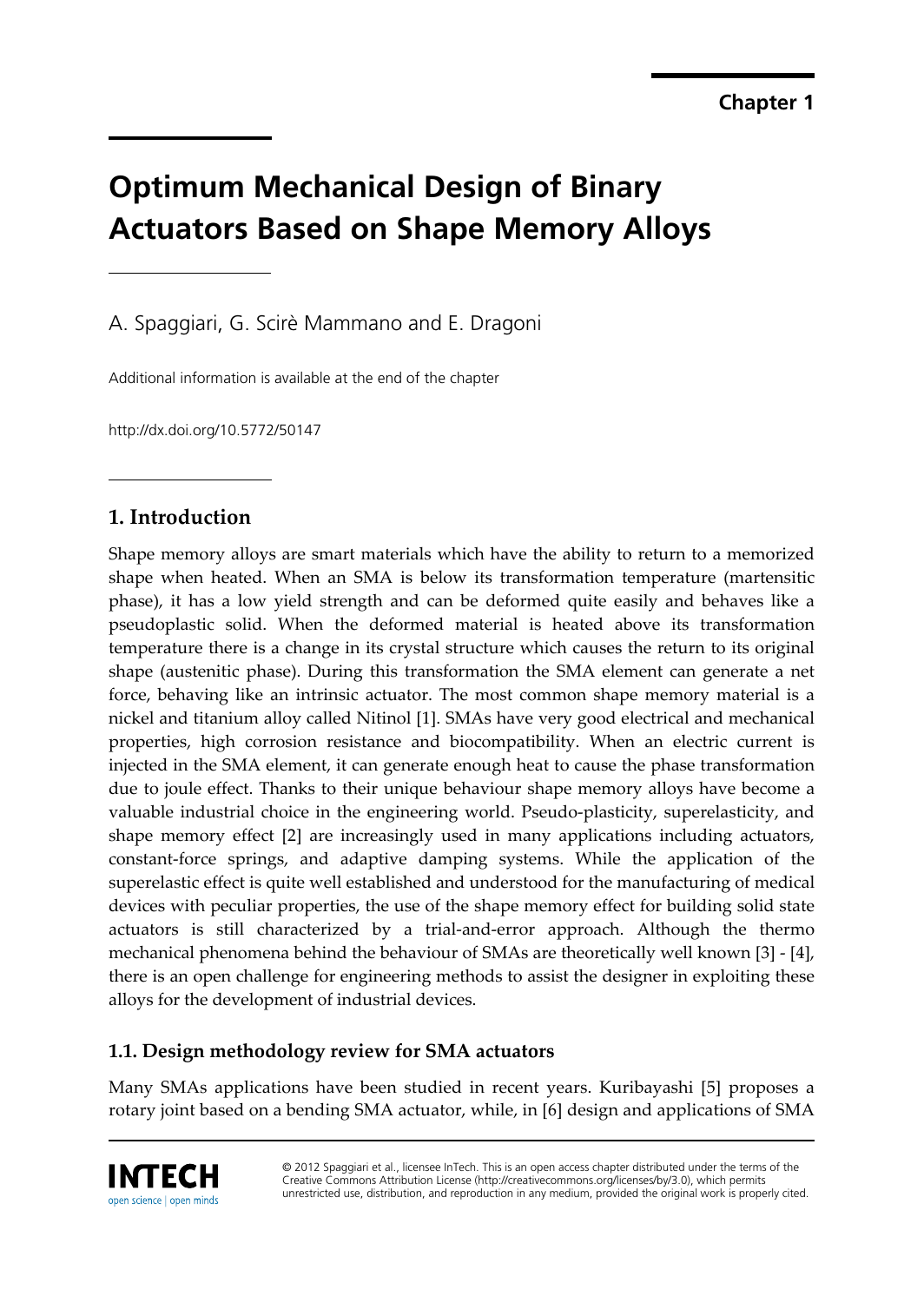Chapter 1

# Optimum Mechanical Design of Binary Actuators Based on Shape Memory Alloys

A. Spaggiari, G. Scirè Mammano and E. Dragoni

Additional information is available at the end of the chapter

http://dx.doi.org/10.5772/50147

## 1. Introduction

Shape memory alloys are smart materials which have the ability to return to a memorized shape when heated. When an SMA is below its transformation temperature (martensitic phase), it has a low yield strength and can be deformed quite easily and behaves like a pseudoplastic solid. When the deformed material is heated above its transformation temperature there is a change in its crystal structure which causes the return to its original shape (austenitic phase). During this transformation the SMA element can generate a net force, behaving like an intrinsic actuator. The most common shape memory material is a nickel and titanium alloy called Nitinol [1]. SMAs have very good electrical and mechanical properties, high corrosion resistance and biocompatibility. When an electric current is injected in the SMA element, it can generate enough heat to cause the phase transformation due to joule effect. Thanks to their unique behaviour shape memory alloys have become a valuable industrial choice in the engineering world. Pseudo-plasticity, superelasticity, and shape memory effect [2] are increasingly used in many applications including actuators, constant-force springs, and adaptive damping systems. While the application of the superelastic effect is quite well established and understood for the manufacturing of medical devices with peculiar properties, the use of the shape memory effect for building solid state actuators is still characterized by a trial-and-error approach. Although the thermo mechanical phenomena behind the behaviour of SMAs are theoretically well known [3] - [4], there is an open challenge for engineering methods to assist the designer in exploiting these alloys for the development of industrial devices.

### 1.1. Design methodology review for SMA actuators

Many SMAs applications have been studied in recent years. Kuribayashi [5] proposes a rotary joint based on a bending SMA actuator, while, in [6] design and applications of SMA

© 2012 Spaggiari et al., licensee InTech. This is an open access chapter distributed under the terms of the Creative Commons Attribution License (http://creativecommons.org/licenses/by/3.0), which permits unrestricted use, distribution, and reproduction in any medium, provided the original work is properly cited.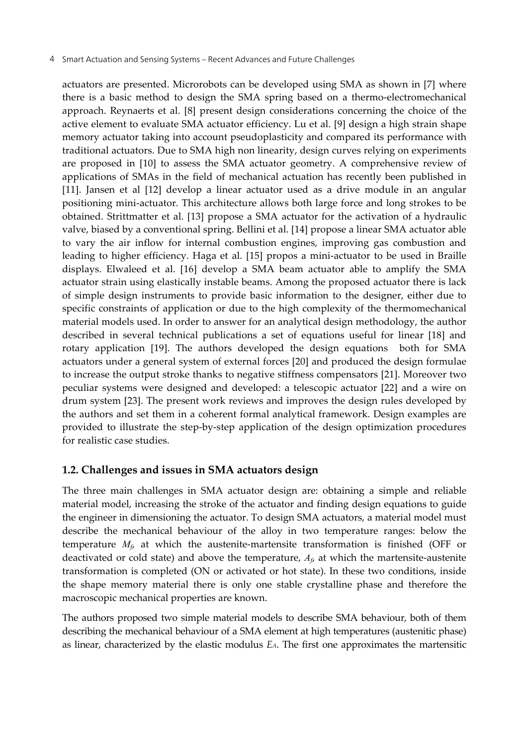actuators are presented. Microrobots can be developed using SMA as shown in [7] where there is a basic method to design the SMA spring based on a thermo-electromechanical approach. Reynaerts et al. [8] present design considerations concerning the choice of the active element to evaluate SMA actuator efficiency. Lu et al. [9] design a high strain shape memory actuator taking into account pseudoplasticity and compared its performance with traditional actuators. Due to SMA high non linearity, design curves relying on experiments are proposed in [10] to assess the SMA actuator geometry. A comprehensive review of applications of SMAs in the field of mechanical actuation has recently been published in [11]. Jansen et al [12] develop a linear actuator used as a drive module in an angular positioning mini-actuator. This architecture allows both large force and long strokes to be obtained. Strittmatter et al. [13] propose a SMA actuator for the activation of a hydraulic valve, biased by a conventional spring. Bellini et al. [14] propose a linear SMA actuator able to vary the air inflow for internal combustion engines, improving gas combustion and leading to higher efficiency. Haga et al. [15] propos a mini-actuator to be used in Braille displays. Elwaleed et al. [16] develop a SMA beam actuator able to amplify the SMA actuator strain using elastically instable beams. Among the proposed actuator there is lack of simple design instruments to provide basic information to the designer, either due to specific constraints of application or due to the high complexity of the thermomechanical material models used. In order to answer for an analytical design methodology, the author described in several technical publications a set of equations useful for linear [18] and rotary application [19]. The authors developed the design equations both for SMA actuators under a general system of external forces [20] and produced the design formulae to increase the output stroke thanks to negative stiffness compensators [21]. Moreover two peculiar systems were designed and developed: a telescopic actuator [22] and a wire on drum system [23]. The present work reviews and improves the design rules developed by the authors and set them in a coherent formal analytical framework. Design examples are provided to illustrate the step-by-step application of the design optimization procedures for realistic case studies.

### 1.2. Challenges and issues in SMA actuators design

The three main challenges in SMA actuator design are: obtaining a simple and reliable material model, increasing the stroke of the actuator and finding design equations to guide the engineer in dimensioning the actuator. To design SMA actuators, a material model must describe the mechanical behaviour of the alloy in two temperature ranges: below the temperature $M_f$, at which the austenite-martensite transformation is finished (OFF or deactivated or cold state) and above the temperature, $A_f$, at which the martensite-austenite transformation is completed (ON or activated or hot state). In these two conditions, inside the shape memory material there is only one stable crystalline phase and therefore the macroscopic mechanical properties are known.

The authors proposed two simple material models to describe SMA behaviour, both of them describing the mechanical behaviour of a SMA element at high temperatures (austenitic phase) as linear, characterized by the elastic modulus $E_A$. The first one approximates the martensitic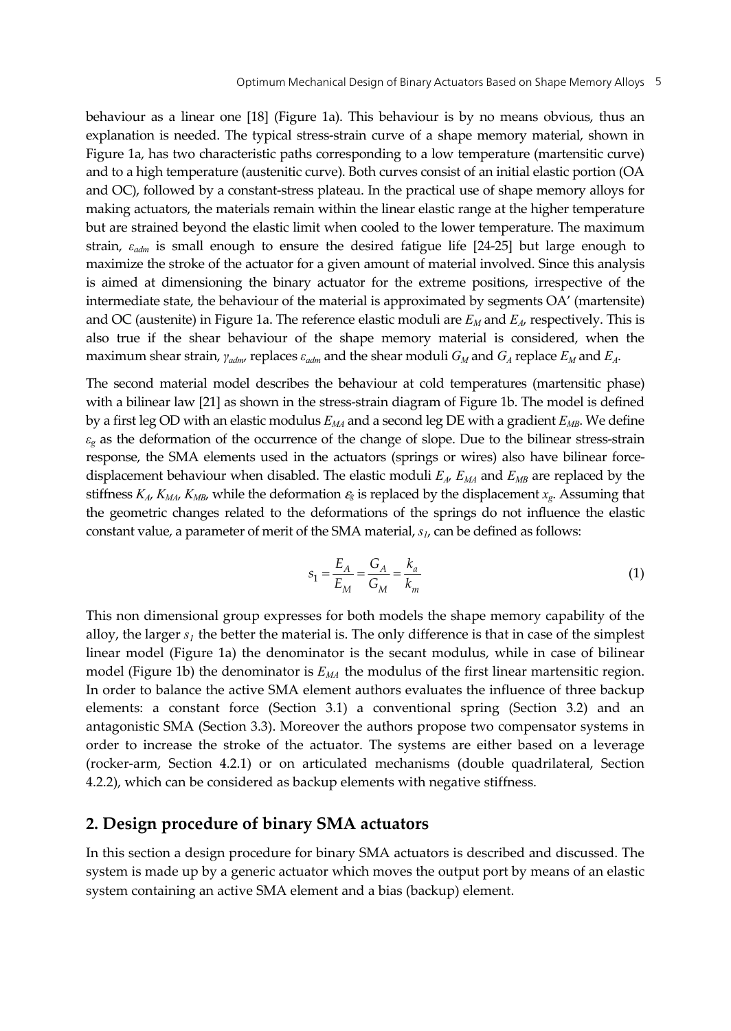behaviour as a linear one [18] (Figure 1a). This behaviour is by no means obvious, thus an explanation is needed. The typical stress-strain curve of a shape memory material, shown in Figure 1a, has two characteristic paths corresponding to a low temperature (martensitic curve) and to a high temperature (austenitic curve). Both curves consist of an initial elastic portion (OA and OC), followed by a constant-stress plateau. In the practical use of shape memory alloys for making actuators, the materials remain within the linear elastic range at the higher temperature but are strained beyond the elastic limit when cooled to the lower temperature. The maximum strain, $\varepsilon_{adm}$ is small enough to ensure the desired fatigue life [24-25] but large enough to maximize the stroke of the actuator for a given amount of material involved. Since this analysis is aimed at dimensioning the binary actuator for the extreme positions, irrespective of the intermediate state, the behaviour of the material is approximated by segments OA' (martensite) and OC (austenite) in Figure 1a. The reference elastic moduli are $E_M$ and $E_A$, respectively. This is also true if the shear behaviour of the shape memory material is considered, when the maximum shear strain, $\gamma_{adm}$, replaces $\varepsilon_{adm}$ and the shear moduli $G_M$ and $G_A$ replace $E_M$ and $E_A$.

The second material model describes the behaviour at cold temperatures (martensitic phase) with a bilinear law [21] as shown in the stress-strain diagram of Figure 1b. The model is defined by a first leg OD with an elastic modulus $E_{MA}$ and a second leg DE with a gradient $E_{MB}$. We define $\varepsilon_g$ as the deformation of the occurrence of the change of slope. Due to the bilinear stress-strain response, the SMA elements used in the actuators (springs or wires) also have bilinear force-displacement behaviour when disabled. The elastic moduli $E_A$, $E_{MA}$ and $E_{MB}$ are replaced by the stiffness $K_A$, $K_{MA}$, $K_{MB}$, while the deformation $\varepsilon_g$ is replaced by the displacement $x_g$. Assuming that the geometric changes related to the deformations of the springs do not influence the elastic constant value, a parameter of merit of the SMA material, $s_1$, can be defined as follows:

$$s_1 = \frac{E_A}{E_M} = \frac{G_A}{G_M} = \frac{k_a}{k_m} \tag{1}$$

This non dimensional group expresses for both models the shape memory capability of the alloy, the larger $s_1$ the better the material is. The only difference is that in case of the simplest linear model (Figure 1a) the denominator is the secant modulus, while in case of bilinear model (Figure 1b) the denominator is $E_{MA}$ the modulus of the first linear martensitic region. In order to balance the active SMA element authors evaluates the influence of three backup elements: a constant force (Section 3.1) a conventional spring (Section 3.2) and an antagonistic SMA (Section 3.3). Moreover the authors propose two compensator systems in order to increase the stroke of the actuator. The systems are either based on a leverage (rocker-arm, Section 4.2.1) or on articulated mechanisms (double quadrilateral, Section 4.2.2), which can be considered as backup elements with negative stiffness.

## 2. Design procedure of binary SMA actuators

In this section a design procedure for binary SMA actuators is described and discussed. The system is made up by a generic actuator which moves the output port by means of an elastic system containing an active SMA element and a bias (backup) element.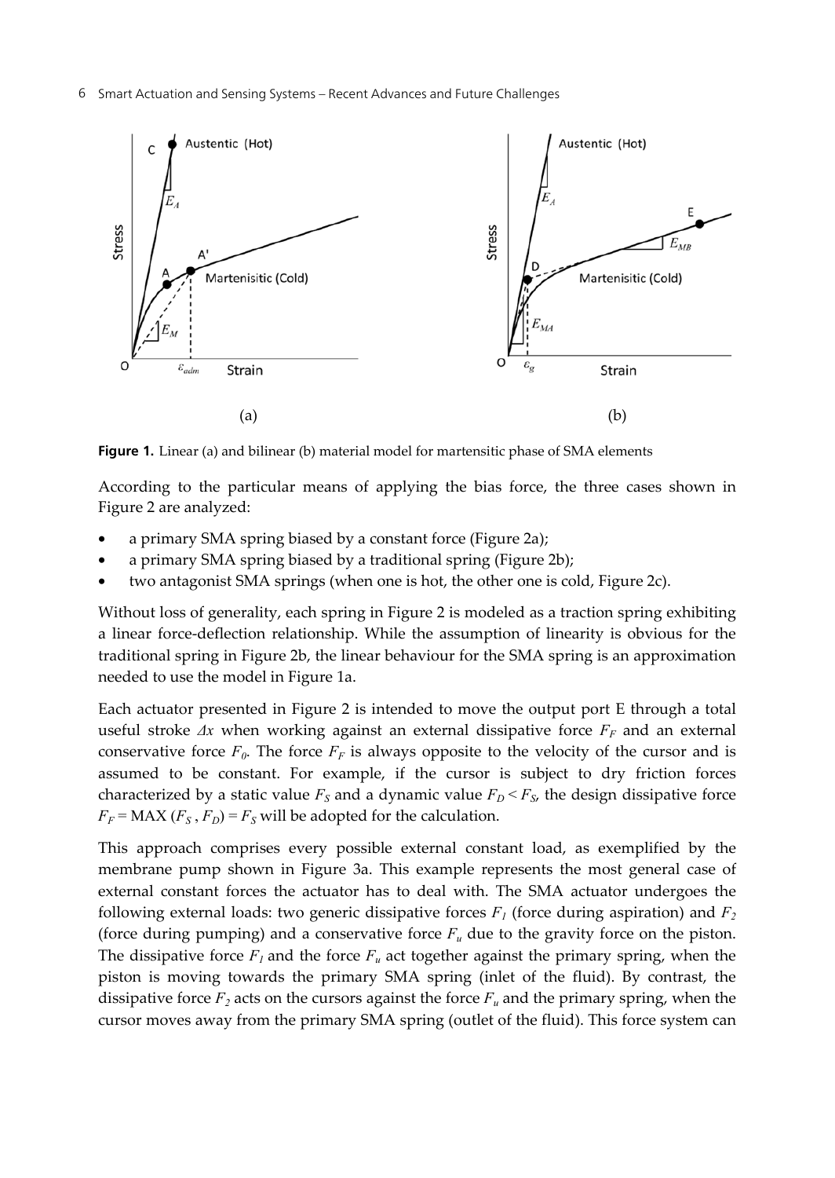**Figure 1.** Linear (a) and bilinear (b) material model for martensitic phase of SMA elements

According to the particular means of applying the bias force, the three cases shown in Figure 2 are analyzed:

- a primary SMA spring biased by a constant force (Figure 2a);
- a primary SMA spring biased by a traditional spring (Figure 2b);
- two antagonist SMA springs (when one is hot, the other one is cold, Figure 2c).

Without loss of generality, each spring in Figure 2 is modeled as a traction spring exhibiting a linear force-deflection relationship. While the assumption of linearity is obvious for the traditional spring in Figure 2b, the linear behaviour for the SMA spring is an approximation needed to use the model in Figure 1a.

Each actuator presented in Figure 2 is intended to move the output port E through a total useful stroke $\Delta x$ when working against an external dissipative force $F_F$ and an external conservative force $F_0$. The force $F_F$ is always opposite to the velocity of the cursor and is assumed to be constant. For example, if the cursor is subject to dry friction forces characterized by a static value $F_S$ and a dynamic value $F_D < F_S$, the design dissipative force $F_F = \text{MAX}(F_S, F_D) = F_S$ will be adopted for the calculation.

This approach comprises every possible external constant load, as exemplified by the membrane pump shown in Figure 3a. This example represents the most general case of external constant forces the actuator has to deal with. The SMA actuator undergoes the following external loads: two generic dissipative forces $F_1$ (force during aspiration) and $F_2$ (force during pumping) and a conservative force $F_u$ due to the gravity force on the piston. The dissipative force $F_1$ and the force $F_u$ act together against the primary spring, when the piston is moving towards the primary SMA spring (inlet of the fluid). By contrast, the dissipative force $F_2$ acts on the cursors against the force $F_u$ and the primary spring, when the cursor moves away from the primary SMA spring (outlet of the fluid). This force system can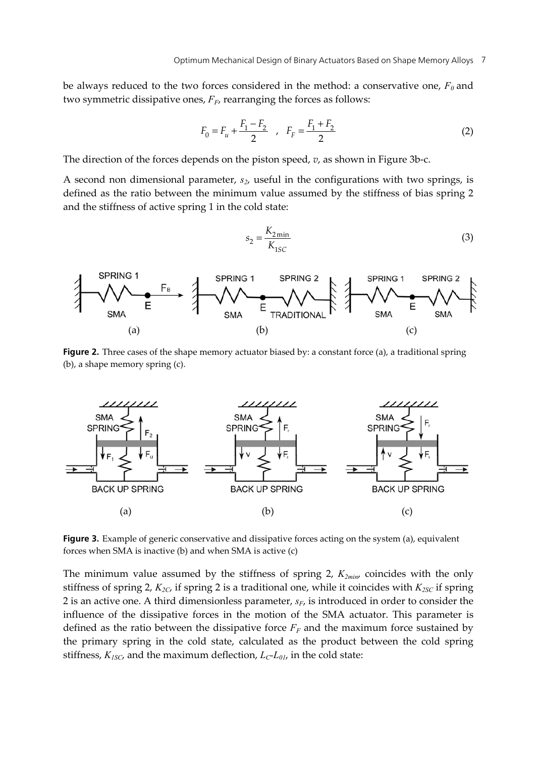be always reduced to the two forces considered in the method: a conservative one, $F_0$ and two symmetric dissipative ones, $F_F$, rearranging the forces as follows:

$$F_0 = F_u + \frac{F_1 - F_2}{2} \quad , \quad F_F = \frac{F_1 + F_2}{2} \tag{2}$$

The direction of the forces depends on the piston speed, $v$, as shown in Figure 3b-c.

A second non dimensional parameter, $s_2$, useful in the configurations with two springs, is defined as the ratio between the minimum value assumed by the stiffness of bias spring 2 and the stiffness of active spring 1 in the cold state:

$$s_2 = \frac{K_{2\min}}{K_{1SC}} \tag{3}$$

**Figure 2.** Three cases of the shape memory actuator biased by: a constant force (a), a traditional spring (b), a shape memory spring (c).

**Figure 3.** Example of generic conservative and dissipative forces acting on the system (a), equivalent forces when SMA is inactive (b) and when SMA is active (c)

The minimum value assumed by the stiffness of spring 2, $K_{2min}$, coincides with the only stiffness of spring 2, $K_{2C}$, if spring 2 is a traditional one, while it coincides with $K_{2SC}$ if spring 2 is an active one. A third dimensionless parameter, $s_F$, is introduced in order to consider the influence of the dissipative forces in the motion of the SMA actuator. This parameter is defined as the ratio between the dissipative force $F_F$ and the maximum force sustained by the primary spring in the cold state, calculated as the product between the cold spring stiffness, $K_{1SC}$, and the maximum deflection, $L_C$-$L_{01}$, in the cold state: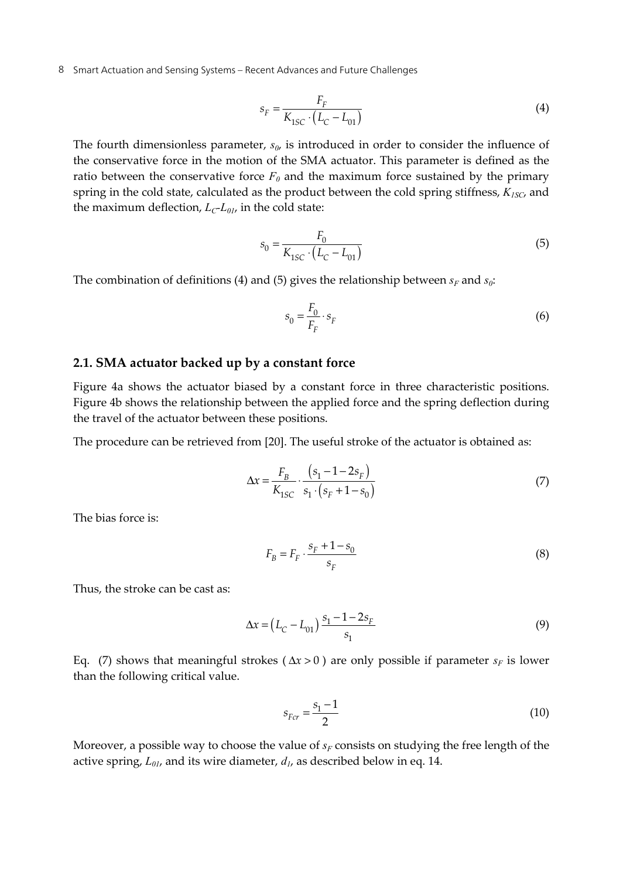$$s_F = \frac{F_F}{K_{1SC} \cdot \left(L_C - L_{01}\right)} \tag{4}$$

The fourth dimensionless parameter, $s_0$, is introduced in order to consider the influence of the conservative force in the motion of the SMA actuator. This parameter is defined as the ratio between the conservative force $F_0$ and the maximum force sustained by the primary spring in the cold state, calculated as the product between the cold spring stiffness, $K_{1SC}$, and the maximum deflection, $L_C$-$L_{01}$, in the cold state:

$$s_0 = \frac{F_0}{K_{1SC} \cdot \left(L_C - L_{01}\right)} \tag{5}$$

The combination of definitions (4) and (5) gives the relationship between $s_F$ and $s_0$:

$$s_0 = \frac{F_0}{F_F} \cdot s_F \tag{6}$$

### 2.1. SMA actuator backed up by a constant force

Figure 4a shows the actuator biased by a constant force in three characteristic positions. Figure 4b shows the relationship between the applied force and the spring deflection during the travel of the actuator between these positions.

The procedure can be retrieved from [20]. The useful stroke of the actuator is obtained as:

$$\Delta x = \frac{F_B}{K_{1SC}} \cdot \frac{\left(s_1 - 1 - 2s_F\right)}{s_1 \cdot \left(s_F + 1 - s_0\right)} \tag{7}$$

The bias force is:

$$F_B = F_F \cdot \frac{s_F + 1 - s_0}{s_F} \tag{8}$$

Thus, the stroke can be cast as:

$$\Delta x = \left(L_C - L_{01}\right) \frac{s_1 - 1 - 2s_F}{s_1} \tag{9}$$

Eq. (7) shows that meaningful strokes ($\Delta x > 0$) are only possible if parameter $s_F$ is lower than the following critical value.

$$s_{Fcr} = \frac{s_1 - 1}{2} \tag{10}$$

Moreover, a possible way to choose the value of $s_F$ consists on studying the free length of the active spring, $L_{01}$, and its wire diameter, $d_1$, as described below in eq. 14.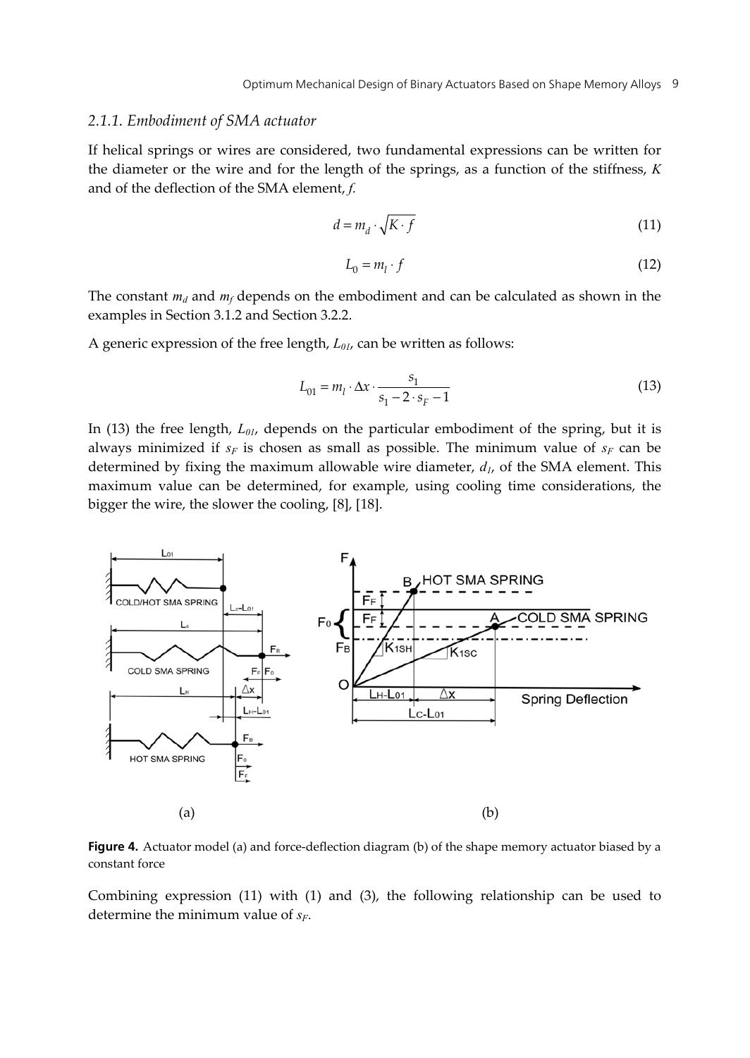### 2.1.1. Embodiment of SMA actuator

If helical springs or wires are considered, two fundamental expressions can be written for the diameter or the wire and for the length of the springs, as a function of the stiffness, $K$ and of the deflection of the SMA element, $f$.

$$d = m_d \cdot \sqrt{K \cdot f} \tag{11}$$

$$L_0 = m_l \cdot f \tag{12}$$

The constant $m_d$ and $m_f$ depends on the embodiment and can be calculated as shown in the examples in Section 3.1.2 and Section 3.2.2.

A generic expression of the free length, $L_{01}$, can be written as follows:

$$L_{01} = m_l \cdot \Delta x \cdot \frac{s_1}{s_1 - 2 \cdot s_F - 1} \tag{13}$$

In (13) the free length, $L_{01}$, depends on the particular embodiment of the spring, but it is always minimized if $s_F$ is chosen as small as possible. The minimum value of $s_F$ can be determined by fixing the maximum allowable wire diameter, $d_1$, of the SMA element. This maximum value can be determined, for example, using cooling time considerations, the bigger the wire, the slower the cooling, [8], [18].

(a) (b)

**Figure 4.** Actuator model (a) and force-deflection diagram (b) of the shape memory actuator biased by a constant force

Combining expression (11) with (1) and (3), the following relationship can be used to determine the minimum value of $s_F$.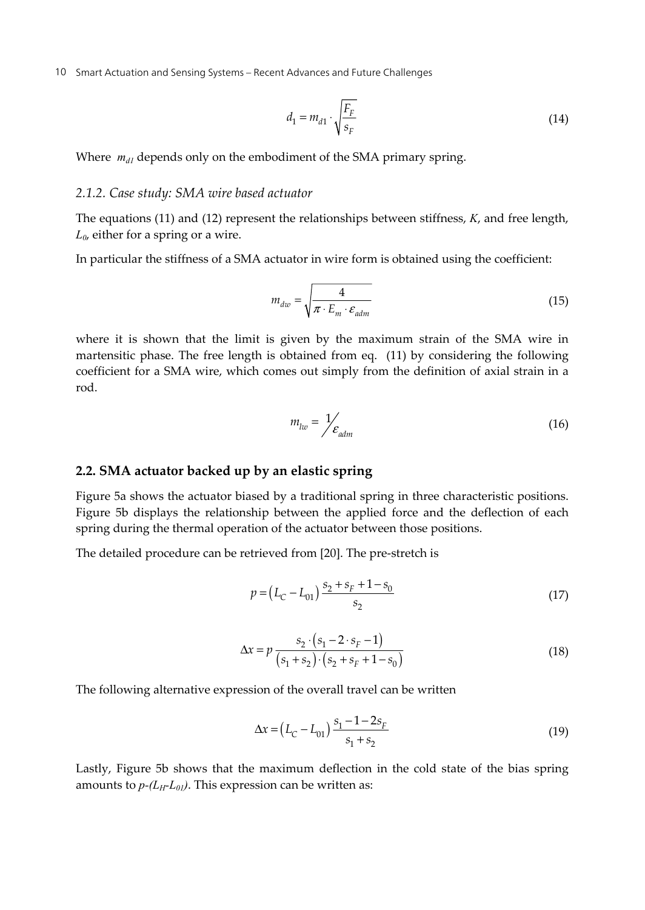$$d_1 = m_{d1} \cdot \sqrt{\frac{F_F}{s_F}} \tag{14}$$

Where $m_{d1}$ depends only on the embodiment of the SMA primary spring.

### 2.1.2. Case study: SMA wire based actuator

The equations (11) and (12) represent the relationships between stiffness, $K$, and free length, $L_0$, either for a spring or a wire.

In particular the stiffness of a SMA actuator in wire form is obtained using the coefficient:

$$m_{dw} = \sqrt{\frac{4}{\pi \cdot E_m \cdot \varepsilon_{adm}}} \tag{15}$$

where it is shown that the limit is given by the maximum strain of the SMA wire in martensitic phase. The free length is obtained from eq. (11) by considering the following coefficient for a SMA wire, which comes out simply from the definition of axial strain in a rod.

$$m_{lw} = 1/\varepsilon_{adm} \tag{16}$$

## 2.2. SMA actuator backed up by an elastic spring

Figure 5a shows the actuator biased by a traditional spring in three characteristic positions. Figure 5b displays the relationship between the applied force and the deflection of each spring during the thermal operation of the actuator between those positions.

The detailed procedure can be retrieved from [20]. The pre-stretch is

$$p = \left(L_C - L_{01}\right) \frac{s_2 + s_F + 1 - s_0}{s_2} \tag{17}$$

$$\Delta x = p \frac{s_2 \cdot \left(s_1 - 2 \cdot s_F - 1\right)}{\left(s_1 + s_2\right) \cdot \left(s_2 + s_F + 1 - s_0\right)} \tag{18}$$

The following alternative expression of the overall travel can be written

$$\Delta x = \left(L_C - L_{01}\right) \frac{s_1 - 1 - 2s_F}{s_1 + s_2} \tag{19}$$

Lastly, Figure 5b shows that the maximum deflection in the cold state of the bias spring amounts to $p-(L_H-L_{01})$. This expression can be written as: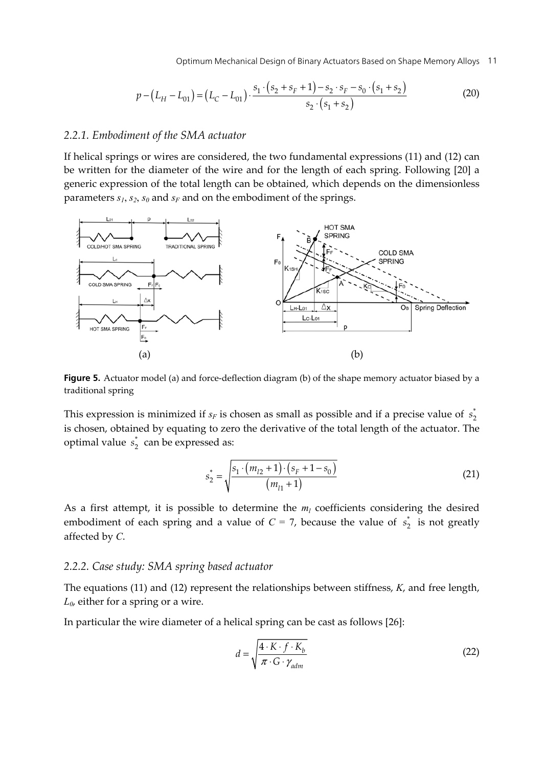$$p-\left(L_H-L_{01}\right)=\left(L_C-L_{01}\right)\cdot\frac{s_1\cdot\left(s_2+s_F+1\right)-s_2\cdot s_F-s_0\cdot\left(s_1+s_2\right)}{s_2\cdot\left(s_1+s_2\right)}\tag{20}$$

### 2.2.1. Embodiment of the SMA actuator

If helical springs or wires are considered, the two fundamental expressions (11) and (12) can be written for the diameter of the wire and for the length of each spring. Following [20] a generic expression of the total length can be obtained, which depends on the dimensionless parameters $s_1$, $s_2$, $s_0$ and $s_F$ and on the embodiment of the springs.

**Figure 5.** Actuator model (a) and force-deflection diagram (b) of the shape memory actuator biased by a traditional spring

This expression is minimized if $s_F$ is chosen as small as possible and if a precise value of $s_2^*$ is chosen, obtained by equating to zero the derivative of the total length of the actuator. The optimal value $s_2^*$ can be expressed as:

$$s_2^*=\sqrt{\frac{s_1\cdot\left(m_{l2}+1\right)\cdot\left(s_F+1-s_0\right)}{\left(m_{l1}+1\right)}}\tag{21}$$

As a first attempt, it is possible to determine the $m_l$ coefficients considering the desired embodiment of each spring and a value of $C$ = 7, because the value of $s_2^*$ is not greatly affected by $C$.

### 2.2.2. Case study: SMA spring based actuator

The equations (11) and (12) represent the relationships between stiffness, $K$, and free length, $L_0$, either for a spring or a wire.

In particular the wire diameter of a helical spring can be cast as follows [26]:

$$d=\sqrt{\frac{4\cdot K\cdot f\cdot K_b}{\pi\cdot G\cdot\gamma_{adm}}}\tag{22}$$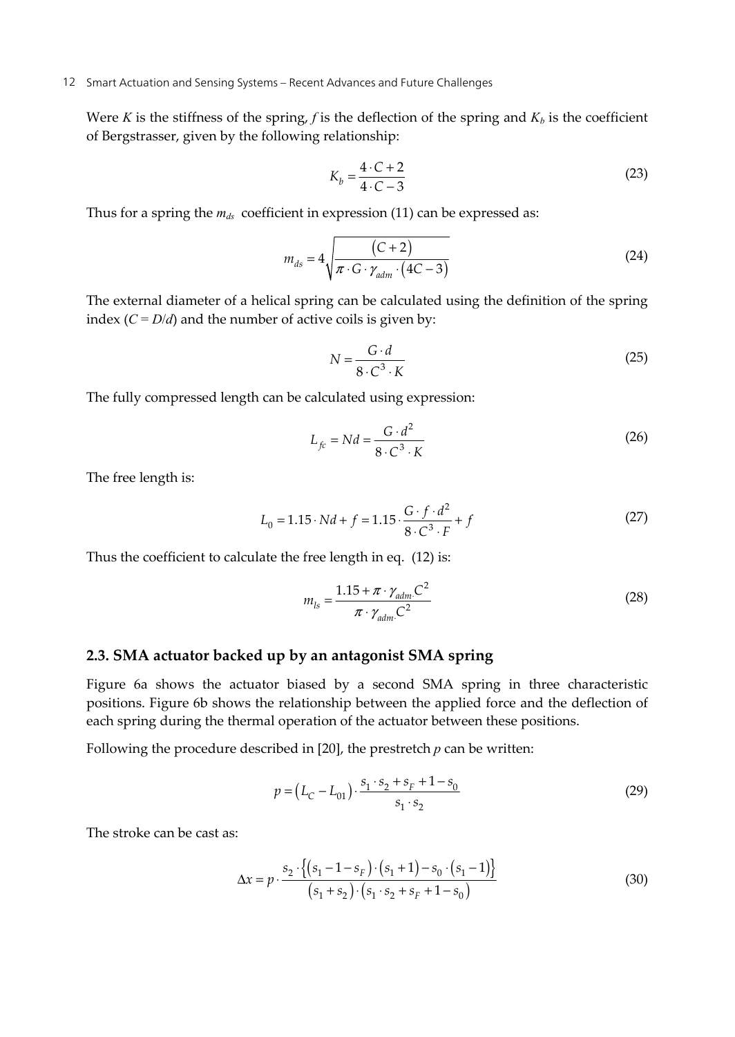Were $K$ is the stiffness of the spring, $f$ is the deflection of the spring and $K_b$ is the coefficient of Bergstrasser, given by the following relationship:

$$K_b = \frac{4 \cdot C + 2}{4 \cdot C - 3} \tag{23}$$

Thus for a spring the $m_{ds}$ coefficient in expression (11) can be expressed as:

$$m_{ds} = 4\sqrt{\frac{(C+2)}{\pi \cdot G \cdot \gamma_{adm} \cdot (4C-3)}} \tag{24}$$

The external diameter of a helical spring can be calculated using the definition of the spring index ($C = D/d$) and the number of active coils is given by:

$$N = \frac{G \cdot d}{8 \cdot C^3 \cdot K} \tag{25}$$

The fully compressed length can be calculated using expression:

$$L_{fc} = Nd = \frac{G \cdot d^2}{8 \cdot C^3 \cdot K} \tag{26}$$

The free length is:

$$L_0 = 1.15 \cdot Nd + f = 1.15 \cdot \frac{G \cdot f \cdot d^2}{8 \cdot C^3 \cdot F} + f \tag{27}$$

Thus the coefficient to calculate the free length in eq. (12) is:

$$m_{ls} = \frac{1.15 + \pi \cdot \gamma_{adm} \cdot C^2}{\pi \cdot \gamma_{adm} \cdot C^2} \tag{28}$$

## 2.3. SMA actuator backed up by an antagonist SMA spring

Figure 6a shows the actuator biased by a second SMA spring in three characteristic positions. Figure 6b shows the relationship between the applied force and the deflection of each spring during the thermal operation of the actuator between these positions.

Following the procedure described in [20], the prestretch $p$ can be written:

$$p = (L_C - L_{01}) \cdot \frac{s_1 \cdot s_2 + s_F + 1 - s_0}{s_1 \cdot s_2} \tag{29}$$

The stroke can be cast as:

$$\Delta x = p \cdot \frac{s_2 \cdot \{(s_1 - 1 - s_F) \cdot (s_1 + 1) - s_0 \cdot (s_1 - 1)\}}{(s_1 + s_2) \cdot (s_1 \cdot s_2 + s_F + 1 - s_0)} \tag{30}$$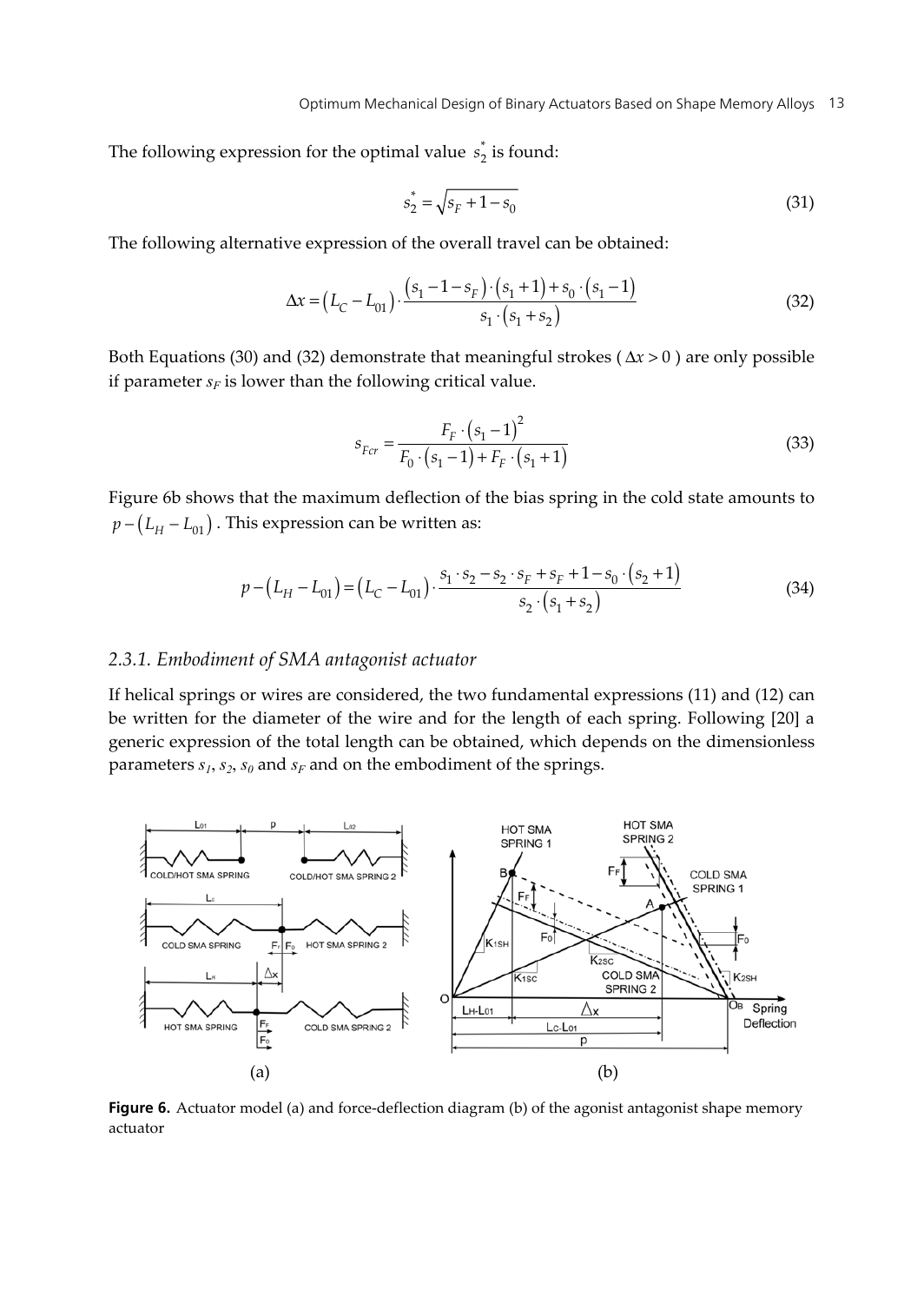The following expression for the optimal value $s_2^*$ is found:

$$s_2^* = \sqrt{s_F + 1 - s_0} \tag{31}$$

The following alternative expression of the overall travel can be obtained:

$$\Delta x = \left(L_C - L_{01}\right) \cdot \frac{\left(s_1 - 1 - s_F\right) \cdot \left(s_1 + 1\right) + s_0 \cdot \left(s_1 - 1\right)}{s_1 \cdot \left(s_1 + s_2\right)} \tag{32}$$

Both Equations (30) and (32) demonstrate that meaningful strokes ( $\Delta x > 0$ ) are only possible if parameter $s_F$ is lower than the following critical value.

$$s_{Fcr} = \frac{F_F \cdot \left(s_1 - 1\right)^2}{F_0 \cdot \left(s_1 - 1\right) + F_F \cdot \left(s_1 + 1\right)} \tag{33}$$

Figure 6b shows that the maximum deflection of the bias spring in the cold state amounts to $p - \left(L_H - L_{01}\right)$. This expression can be written as:

$$p - \left(L_H - L_{01}\right) = \left(L_C - L_{01}\right) \cdot \frac{s_1 \cdot s_2 - s_2 \cdot s_F + s_F + 1 - s_0 \cdot \left(s_2 + 1\right)}{s_2 \cdot \left(s_1 + s_2\right)} \tag{34}$$

### *2.3.1. Embodiment of SMA antagonist actuator*

If helical springs or wires are considered, the two fundamental expressions (11) and (12) can be written for the diameter of the wire and for the length of each spring. Following [20] a generic expression of the total length can be obtained, which depends on the dimensionless parameters $s_1$, $s_2$, $s_0$ and $s_F$ and on the embodiment of the springs.

**Figure 6.** Actuator model (a) and force-deflection diagram (b) of the agonist antagonist shape memory actuator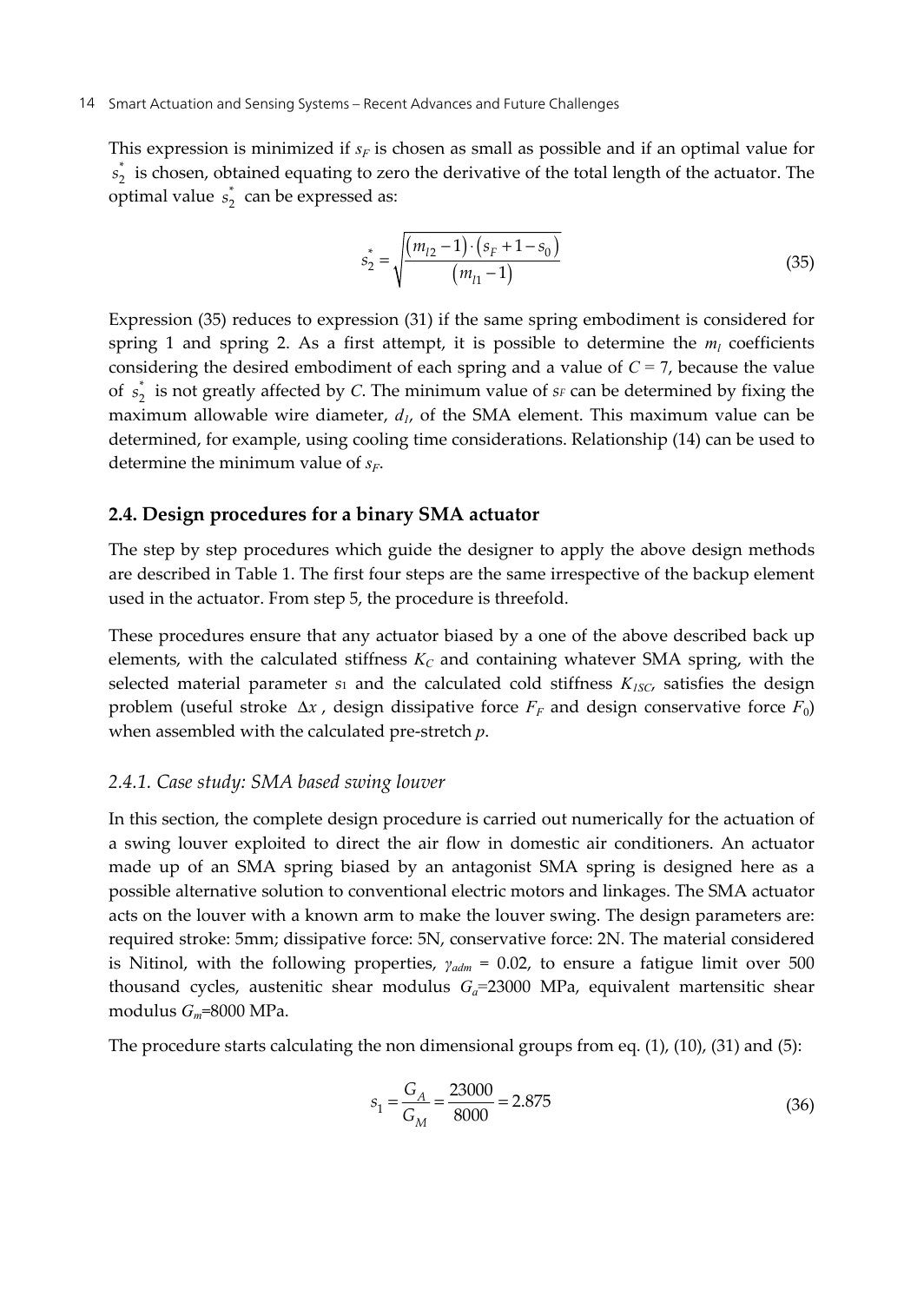This expression is minimized if $s_F$ is chosen as small as possible and if an optimal value for $s_2^*$ is chosen, obtained equating to zero the derivative of the total length of the actuator. The optimal value $s_2^*$ can be expressed as:

$$s_2^* = \sqrt{\frac{\left(m_{l2}-1\right)\cdot\left(s_F+1-s_0\right)}{\left(m_{l1}-1\right)}} \tag{35}$$

Expression (35) reduces to expression (31) if the same spring embodiment is considered for spring 1 and spring 2. As a first attempt, it is possible to determine the $m_l$ coefficients considering the desired embodiment of each spring and a value of $C = 7$, because the value of $s_2^*$ is not greatly affected by $C$. The minimum value of $s_F$ can be determined by fixing the maximum allowable wire diameter, $d_I$, of the SMA element. This maximum value can be determined, for example, using cooling time considerations. Relationship (14) can be used to determine the minimum value of $s_F$.

## 2.4. Design procedures for a binary SMA actuator

The step by step procedures which guide the designer to apply the above design methods are described in Table 1. The first four steps are the same irrespective of the backup element used in the actuator. From step 5, the procedure is threefold.

These procedures ensure that any actuator biased by a one of the above described back up elements, with the calculated stiffness $K_C$ and containing whatever SMA spring, with the selected material parameter $s_1$ and the calculated cold stiffness $K_{ISC}$, satisfies the design problem (useful stroke $\Delta x$, design dissipative force $F_F$ and design conservative force $F_0$) when assembled with the calculated pre-stretch $p$.

### *2.4.1. Case study: SMA based swing louver*

In this section, the complete design procedure is carried out numerically for the actuation of a swing louver exploited to direct the air flow in domestic air conditioners. An actuator made up of an SMA spring biased by an antagonist SMA spring is designed here as a possible alternative solution to conventional electric motors and linkages. The SMA actuator acts on the louver with a known arm to make the louver swing. The design parameters are: required stroke: 5mm; dissipative force: 5N, conservative force: 2N. The material considered is Nitinol, with the following properties, $\gamma_{adm}$ = 0.02, to ensure a fatigue limit over 500 thousand cycles, austenitic shear modulus $G_a$=23000 MPa, equivalent martensitic shear modulus $G_m$=8000 MPa.

The procedure starts calculating the non dimensional groups from eq. (1), (10), (31) and (5):

$$s_1 = \frac{G_A}{G_M} = \frac{23000}{8000} = 2.875 \tag{36}$$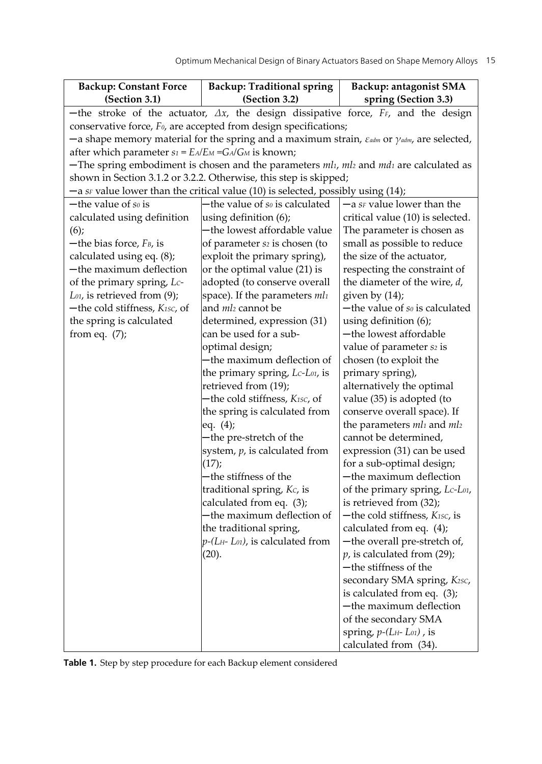| Backup: Constant Force (Section 3.1) | Backup: Traditional spring (Section 3.2) | Backup: antagonist SMA spring (Section 3.3) |
|---|---|---|
| —the stroke of the actuator, $\Delta x$, the design dissipative force, $F_F$, and the design conservative force, $F_0$, are accepted from design specifications;<br>—a shape memory material for the spring and a maximum strain, $\varepsilon_{adm}$ or $\gamma_{adm}$, are selected, after which parameter $s_1 = E_A/E_M = G_A/G_M$ is known;<br>—The spring embodiment is chosen and the parameters $ml_1$, $ml_2$ and $md_1$ are calculated as shown in Section 3.1.2 or 3.2.2. Otherwise, this step is skipped;<br>—a $s_F$ value lower than the critical value (10) is selected, possibly using (14); | | |
| —the value of $s_0$ is calculated using definition (6);<br>—the bias force, $F_B$, is calculated using eq. (8);<br>—the maximum deflection of the primary spring, $L_C$-$L_{01}$, is retrieved from (9);<br>—the cold stiffness, $K_{1SC}$, of the spring is calculated from eq. (7); | —the value of $s_0$ is calculated using definition (6);<br>—the lowest affordable value of parameter $s_2$ is chosen (to exploit the primary spring), or the optimal value (21) is adopted (to conserve overall space). If the parameters $ml_1$ and $ml_2$ cannot be determined, expression (31) can be used for a sub-optimal design;<br>—the maximum deflection of the primary spring, $L_C$-$L_{01}$, is retrieved from (19);<br>—the cold stiffness, $K_{1SC}$, of the spring is calculated from eq. (4);<br>—the pre-stretch of the system, $p$, is calculated from (17);<br>—the stiffness of the traditional spring, $K_C$, is calculated from eq. (3);<br>—the maximum deflection of the traditional spring, $p$-($L_H$- $L_{01}$), is calculated from (20). | —a $s_F$ value lower than the critical value (10) is selected. The parameter is chosen as small as possible to reduce the size of the actuator, respecting the constraint of the diameter of the wire, $d$, given by (14);<br>—the value of $s_0$ is calculated using definition (6);<br>—the lowest affordable value of parameter $s_2$ is chosen (to exploit the primary spring), alternatively the optimal value (35) is adopted (to conserve overall space). If the parameters $ml_1$ and $ml_2$ cannot be determined, expression (31) can be used for a sub-optimal design;<br>—the maximum deflection of the primary spring, $L_C$-$L_{01}$, is retrieved from (32);<br>—the cold stiffness, $K_{1SC}$, is calculated from eq. (4);<br>—the overall pre-stretch of, $p$, is calculated from (29);<br>—the stiffness of the secondary SMA spring, $K_{2SC}$, is calculated from eq. (3);<br>—the maximum deflection of the secondary SMA spring, $p$-($L_H$- $L_{01}$) , is calculated from (34). |

**Table 1.** Step by step procedure for each Backup element considered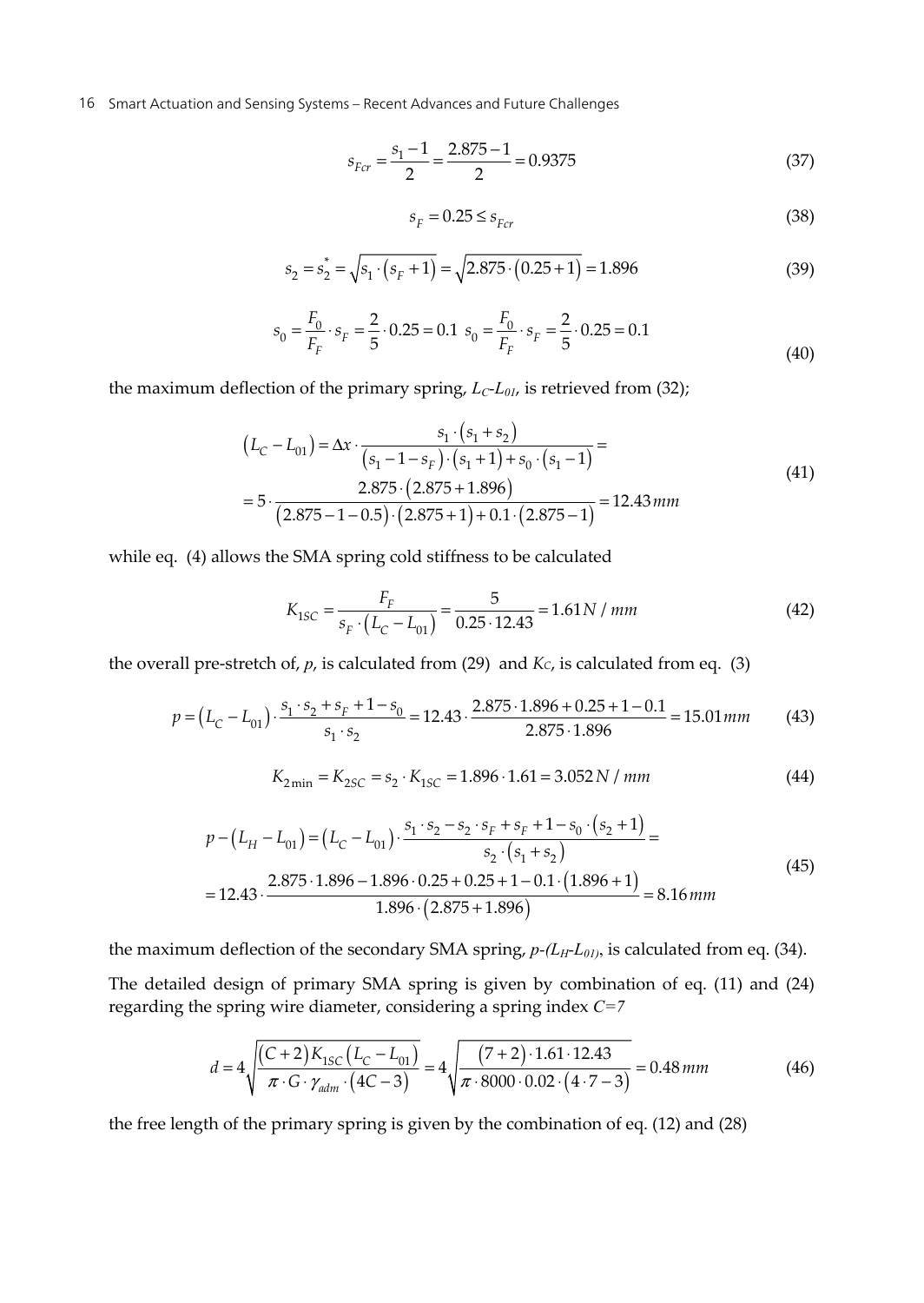$$s_{Fcr} = \frac{s_1 - 1}{2} = \frac{2.875 - 1}{2} = 0.9375 \tag{37}$$

$$s_F = 0.25 \leq s_{Fcr} \tag{38}$$

$$s_2 = s_2^* = \sqrt{s_1 \cdot (s_F + 1)} = \sqrt{2.875 \cdot (0.25 + 1)} = 1.896 \tag{39}$$

$$s_0 = \frac{F_0}{F_F} \cdot s_F = \frac{2}{5} \cdot 0.25 = 0.1 \;\; s_0 = \frac{F_0}{F_F} \cdot s_F = \frac{2}{5} \cdot 0.25 = 0.1 \tag{40}$$

the maximum deflection of the primary spring, $L_C$-$L_{01}$, is retrieved from (32);

$$\begin{aligned}(L_C - L_{01}) &= \Delta x \cdot \frac{s_1 \cdot (s_1 + s_2)}{(s_1 - 1 - s_F) \cdot (s_1 + 1) + s_0 \cdot (s_1 - 1)} = \\ &= 5 \cdot \frac{2.875 \cdot (2.875 + 1.896)}{(2.875 - 1 - 0.5) \cdot (2.875 + 1) + 0.1 \cdot (2.875 - 1)} = 12.43\,mm\end{aligned} \tag{41}$$

while eq. (4) allows the SMA spring cold stiffness to be calculated

$$K_{1SC} = \frac{F_F}{s_F \cdot (L_C - L_{01})} = \frac{5}{0.25 \cdot 12.43} = 1.61\,N/mm \tag{42}$$

the overall pre-stretch of, $p$, is calculated from (29) and $K_C$, is calculated from eq. (3)

$$p = (L_C - L_{01}) \cdot \frac{s_1 \cdot s_2 + s_F + 1 - s_0}{s_1 \cdot s_2} = 12.43 \cdot \frac{2.875 \cdot 1.896 + 0.25 + 1 - 0.1}{2.875 \cdot 1.896} = 15.01\,mm \tag{43}$$

$$K_{2\min} = K_{2SC} = s_2 \cdot K_{1SC} = 1.896 \cdot 1.61 = 3.052\,N/mm \tag{44}$$

$$\begin{aligned}p - (L_H - L_{01}) &= (L_C - L_{01}) \cdot \frac{s_1 \cdot s_2 - s_2 \cdot s_F + s_F + 1 - s_0 \cdot (s_2 + 1)}{s_2 \cdot (s_1 + s_2)} = \\ &= 12.43 \cdot \frac{2.875 \cdot 1.896 - 1.896 \cdot 0.25 + 0.25 + 1 - 0.1 \cdot (1.896 + 1)}{1.896 \cdot (2.875 + 1.896)} = 8.16\,mm\end{aligned} \tag{45}$$

the maximum deflection of the secondary SMA spring, $p$-$(L_H$-$L_{01})$, is calculated from eq. (34).

The detailed design of primary SMA spring is given by combination of eq. (11) and (24) regarding the spring wire diameter, considering a spring index $C=7$

$$d = 4\sqrt{\frac{(C+2) K_{1SC} (L_C - L_{01})}{\pi \cdot G \cdot \gamma_{adm} \cdot (4C - 3)}} = 4\sqrt{\frac{(7+2) \cdot 1.61 \cdot 12.43}{\pi \cdot 8000 \cdot 0.02 \cdot (4 \cdot 7 - 3)}} = 0.48\,mm \tag{46}$$

the free length of the primary spring is given by the combination of eq. (12) and (28)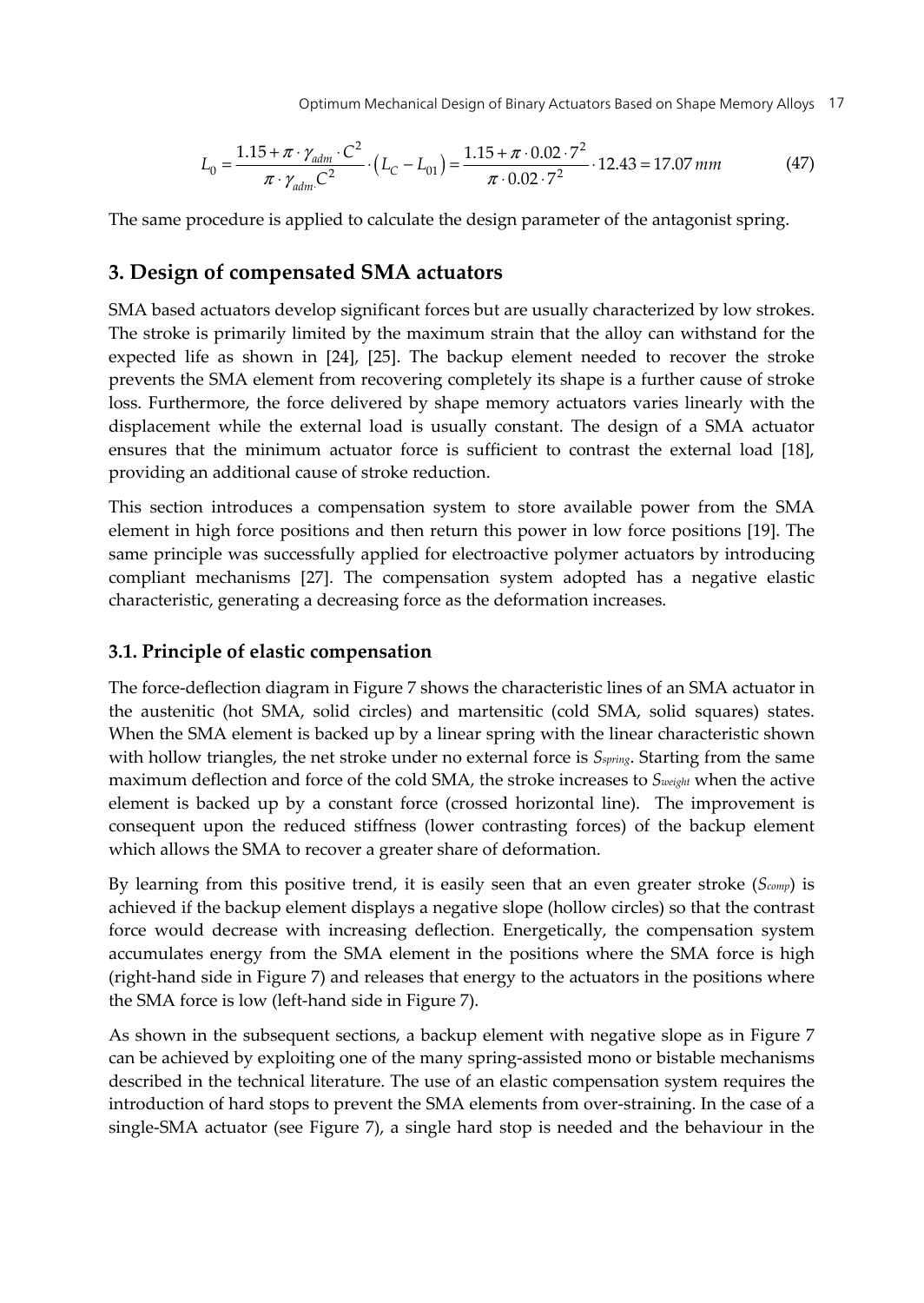$$L_0 = \frac{1.15 + \pi \cdot \gamma_{adm} \cdot C^2}{\pi \cdot \gamma_{adm} C^2} \cdot \left( L_C - L_{01} \right) = \frac{1.15 + \pi \cdot 0.02 \cdot 7^2}{\pi \cdot 0.02 \cdot 7^2} \cdot 12.43 = 17.07\, mm \tag{47}$$

The same procedure is applied to calculate the design parameter of the antagonist spring.

## 3. Design of compensated SMA actuators

SMA based actuators develop significant forces but are usually characterized by low strokes. The stroke is primarily limited by the maximum strain that the alloy can withstand for the expected life as shown in [24], [25]. The backup element needed to recover the stroke prevents the SMA element from recovering completely its shape is a further cause of stroke loss. Furthermore, the force delivered by shape memory actuators varies linearly with the displacement while the external load is usually constant. The design of a SMA actuator ensures that the minimum actuator force is sufficient to contrast the external load [18], providing an additional cause of stroke reduction.

This section introduces a compensation system to store available power from the SMA element in high force positions and then return this power in low force positions [19]. The same principle was successfully applied for electroactive polymer actuators by introducing compliant mechanisms [27]. The compensation system adopted has a negative elastic characteristic, generating a decreasing force as the deformation increases.

### 3.1. Principle of elastic compensation

The force-deflection diagram in Figure 7 shows the characteristic lines of an SMA actuator in the austenitic (hot SMA, solid circles) and martensitic (cold SMA, solid squares) states. When the SMA element is backed up by a linear spring with the linear characteristic shown with hollow triangles, the net stroke under no external force is $S_{spring}$. Starting from the same maximum deflection and force of the cold SMA, the stroke increases to $S_{weight}$ when the active element is backed up by a constant force (crossed horizontal line). The improvement is consequent upon the reduced stiffness (lower contrasting forces) of the backup element which allows the SMA to recover a greater share of deformation.

By learning from this positive trend, it is easily seen that an even greater stroke ($S_{comp}$) is achieved if the backup element displays a negative slope (hollow circles) so that the contrast force would decrease with increasing deflection. Energetically, the compensation system accumulates energy from the SMA element in the positions where the SMA force is high (right-hand side in Figure 7) and releases that energy to the actuators in the positions where the SMA force is low (left-hand side in Figure 7).

As shown in the subsequent sections, a backup element with negative slope as in Figure 7 can be achieved by exploiting one of the many spring-assisted mono or bistable mechanisms described in the technical literature. The use of an elastic compensation system requires the introduction of hard stops to prevent the SMA elements from over-straining. In the case of a single-SMA actuator (see Figure 7), a single hard stop is needed and the behaviour in the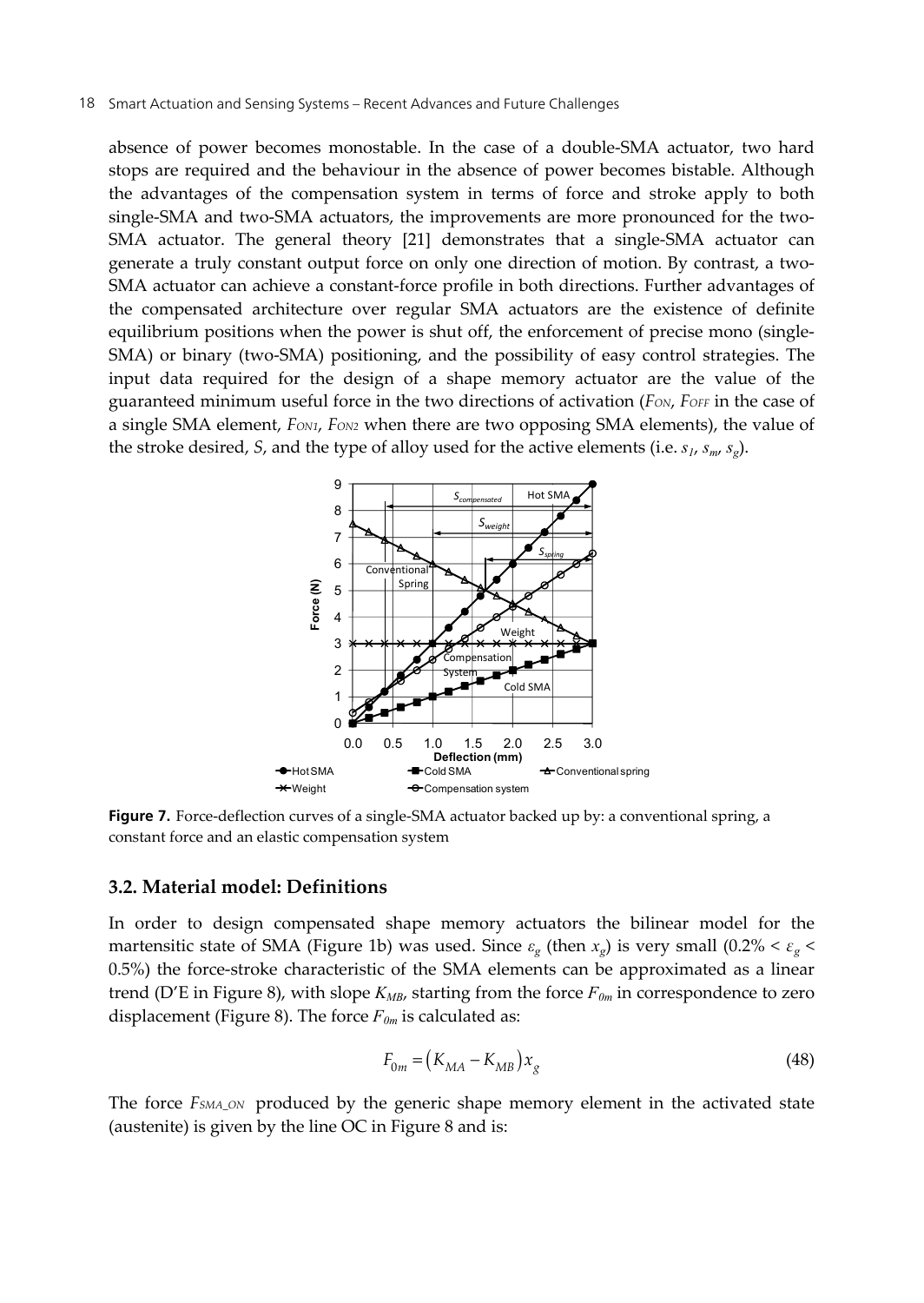absence of power becomes monostable. In the case of a double-SMA actuator, two hard stops are required and the behaviour in the absence of power becomes bistable. Although the advantages of the compensation system in terms of force and stroke apply to both single-SMA and two-SMA actuators, the improvements are more pronounced for the two-SMA actuator. The general theory [21] demonstrates that a single-SMA actuator can generate a truly constant output force on only one direction of motion. By contrast, a two-SMA actuator can achieve a constant-force profile in both directions. Further advantages of the compensated architecture over regular SMA actuators are the existence of definite equilibrium positions when the power is shut off, the enforcement of precise mono (single-SMA) or binary (two-SMA) positioning, and the possibility of easy control strategies. The input data required for the design of a shape memory actuator are the value of the guaranteed minimum useful force in the two directions of activation ($F_{ON}$, $F_{OFF}$ in the case of a single SMA element, $F_{ON1}$, $F_{ON2}$ when there are two opposing SMA elements), the value of the stroke desired, $S$, and the type of alloy used for the active elements (i.e. $s_1$, $s_m$, $s_g$).

**Figure 7.** Force-deflection curves of a single-SMA actuator backed up by: a conventional spring, a constant force and an elastic compensation system

### 3.2. Material model: Definitions

In order to design compensated shape memory actuators the bilinear model for the martensitic state of SMA (Figure 1b) was used. Since $\varepsilon_g$ (then $x_g$) is very small ($0.2\% < \varepsilon_g < 0.5\%$) the force-stroke characteristic of the SMA elements can be approximated as a linear trend (D'E in Figure 8), with slope $K_{MB}$, starting from the force $F_{0m}$ in correspondence to zero displacement (Figure 8). The force $F_{0m}$ is calculated as:

$$F_{0m} = \left(K_{MA} - K_{MB}\right) x_g \tag{48}$$

The force $F_{SMA\_ON}$ produced by the generic shape memory element in the activated state (austenite) is given by the line OC in Figure 8 and is: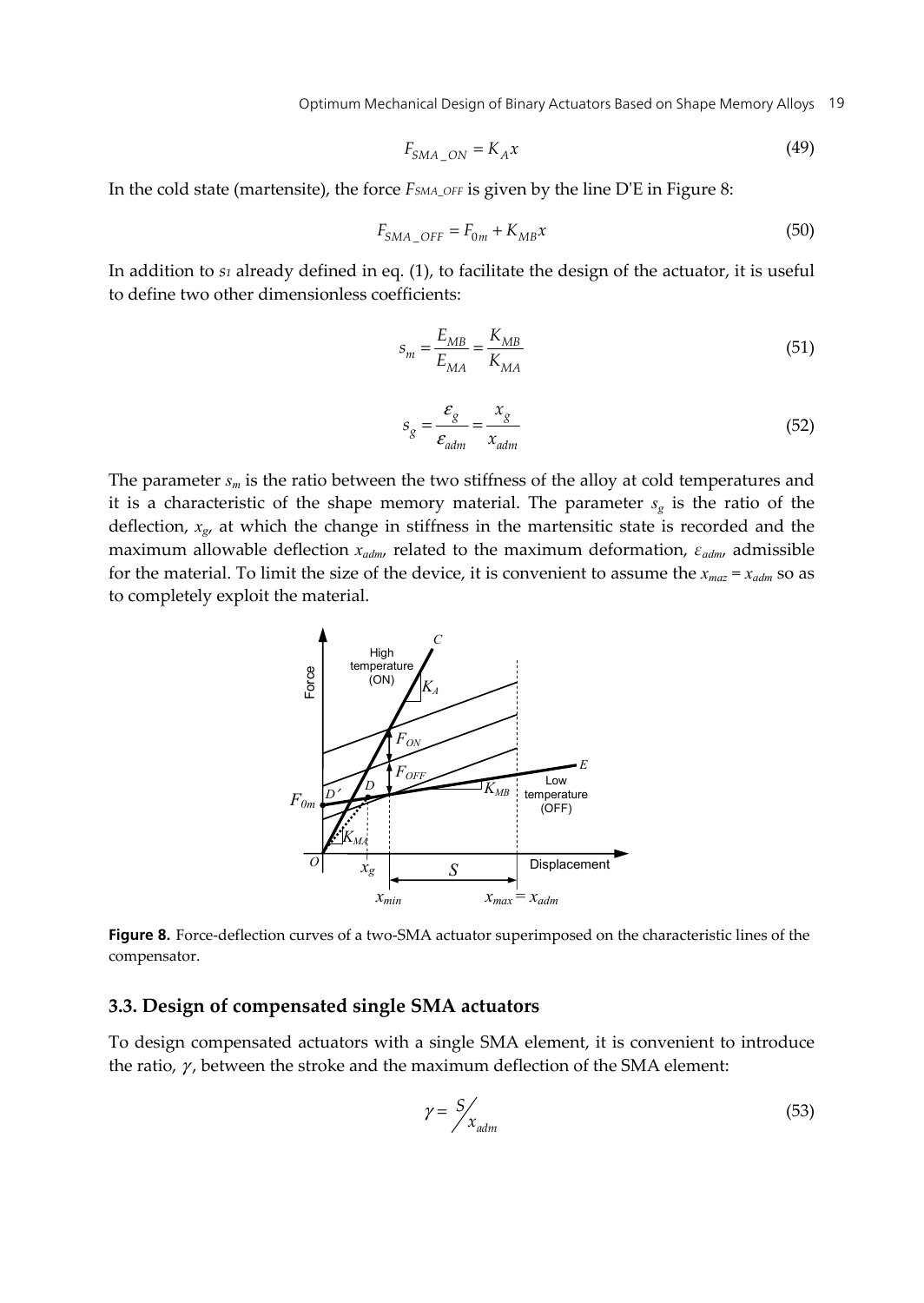$$F_{SMA\_ON} = K_A x \tag{49}$$

In the cold state (martensite), the force $F_{SMA\_OFF}$ is given by the line D'E in Figure 8:

$$F_{SMA\_OFF} = F_{0m} + K_{MB} x \tag{50}$$

In addition to $s_1$ already defined in eq. (1), to facilitate the design of the actuator, it is useful to define two other dimensionless coefficients:

$$s_m = \frac{E_{MB}}{E_{MA}} = \frac{K_{MB}}{K_{MA}} \tag{51}$$

$$s_g = \frac{\varepsilon_g}{\varepsilon_{adm}} = \frac{x_g}{x_{adm}} \tag{52}$$

The parameter $s_m$ is the ratio between the two stiffness of the alloy at cold temperatures and it is a characteristic of the shape memory material. The parameter $s_g$ is the ratio of the deflection, $x_g$, at which the change in stiffness in the martensitic state is recorded and the maximum allowable deflection $x_{adm}$, related to the maximum deformation, $\varepsilon_{adm}$, admissible for the material. To limit the size of the device, it is convenient to assume the $x_{maz} = x_{adm}$ so as to completely exploit the material.

**Figure 8.** Force-deflection curves of a two-SMA actuator superimposed on the characteristic lines of the compensator.

### 3.3. Design of compensated single SMA actuators

To design compensated actuators with a single SMA element, it is convenient to introduce the ratio, $\gamma$, between the stroke and the maximum deflection of the SMA element:

$$\gamma = S / x_{adm} \tag{53}$$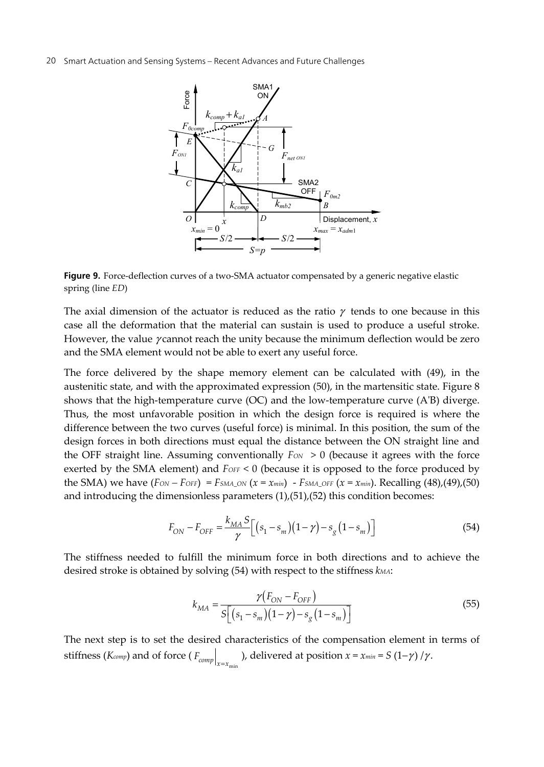**Figure 9.** Force-deflection curves of a two-SMA actuator compensated by a generic negative elastic spring (line *ED*)

The axial dimension of the actuator is reduced as the ratio $\gamma$ tends to one because in this case all the deformation that the material can sustain is used to produce a useful stroke. However, the value $\gamma$ cannot reach the unity because the minimum deflection would be zero and the SMA element would not be able to exert any useful force.

The force delivered by the shape memory element can be calculated with (49), in the austenitic state, and with the approximated expression (50), in the martensitic state. Figure 8 shows that the high-temperature curve (OC) and the low-temperature curve (A'B) diverge. Thus, the most unfavorable position in which the design force is required is where the difference between the two curves (useful force) is minimal. In this position, the sum of the design forces in both directions must equal the distance between the ON straight line and the OFF straight line. Assuming conventionally $F_{ON} > 0$ (because it agrees with the force exerted by the SMA element) and $F_{OFF} < 0$ (because it is opposed to the force produced by the SMA) we have $(F_{ON} - F_{OFF}) = F_{SMA\_ON}(x = x_{min}) - F_{SMA\_OFF}(x = x_{min})$. Recalling (48),(49),(50) and introducing the dimensionless parameters (1),(51),(52) this condition becomes:

$$F_{ON} - F_{OFF} = \frac{k_{MA} S}{\gamma}\left[(s_1 - s_m)(1-\gamma) - s_g(1-s_m)\right] \tag{54}$$

The stiffness needed to fulfill the minimum force in both directions and to achieve the desired stroke is obtained by solving (54) with respect to the stiffness $k_{MA}$:

$$k_{MA} = \frac{\gamma(F_{ON} - F_{OFF})}{S\left[(s_1 - s_m)(1-\gamma) - s_g(1-s_m)\right]} \tag{55}$$

The next step is to set the desired characteristics of the compensation element in terms of stiffness ($K_{comp}$) and of force ( $F_{comp}\big|_{x=x_{min}}$ ), delivered at position $x = x_{min} = S(1-\gamma)/\gamma$.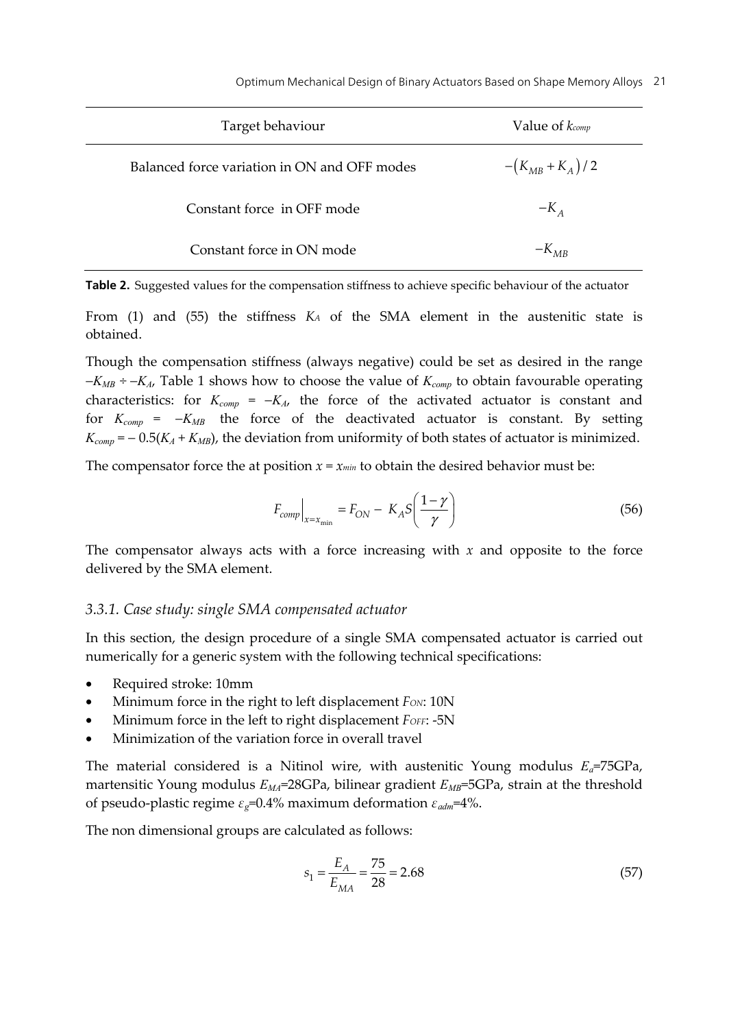| Target behaviour | Value of $k_{comp}$ |
| --- | --- |
| Balanced force variation in ON and OFF modes | $-\left(K_{MB}+K_A\right)/2$ |
| Constant force in OFF mode | $-K_A$ |
| Constant force in ON mode | $-K_{MB}$ |

**Table 2.** Suggested values for the compensation stiffness to achieve specific behaviour of the actuator

From (1) and (55) the stiffness $K_A$ of the SMA element in the austenitic state is obtained.

Though the compensation stiffness (always negative) could be set as desired in the range $-K_{MB} \div -K_A$, Table 1 shows how to choose the value of $K_{comp}$ to obtain favourable operating characteristics: for $K_{comp} = -K_A$, the force of the activated actuator is constant and for $K_{comp} = -K_{MB}$ the force of the deactivated actuator is constant. By setting $K_{comp} = -0.5(K_A + K_{MB})$, the deviation from uniformity of both states of actuator is minimized.

The compensator force the at position $x = x_{min}$ to obtain the desired behavior must be:

$$F_{comp}\Big|_{x=x_{\min}} = F_{ON} - K_A S\left(\frac{1-\gamma}{\gamma}\right) \tag{56}$$

The compensator always acts with a force increasing with $x$ and opposite to the force delivered by the SMA element.

### 3.3.1. Case study: single SMA compensated actuator

In this section, the design procedure of a single SMA compensated actuator is carried out numerically for a generic system with the following technical specifications:

- Required stroke: 10mm
- Minimum force in the right to left displacement $F_{ON}$: 10N
- Minimum force in the left to right displacement $F_{OFF}$: -5N
- Minimization of the variation force in overall travel

The material considered is a Nitinol wire, with austenitic Young modulus $E_a$=75GPa, martensitic Young modulus $E_{MA}$=28GPa, bilinear gradient $E_{MB}$=5GPa, strain at the threshold of pseudo-plastic regime $\varepsilon_g$=0.4% maximum deformation $\varepsilon_{adm}$=4%.

The non dimensional groups are calculated as follows:

$$s_1 = \frac{E_A}{E_{MA}} = \frac{75}{28} = 2.68 \tag{57}$$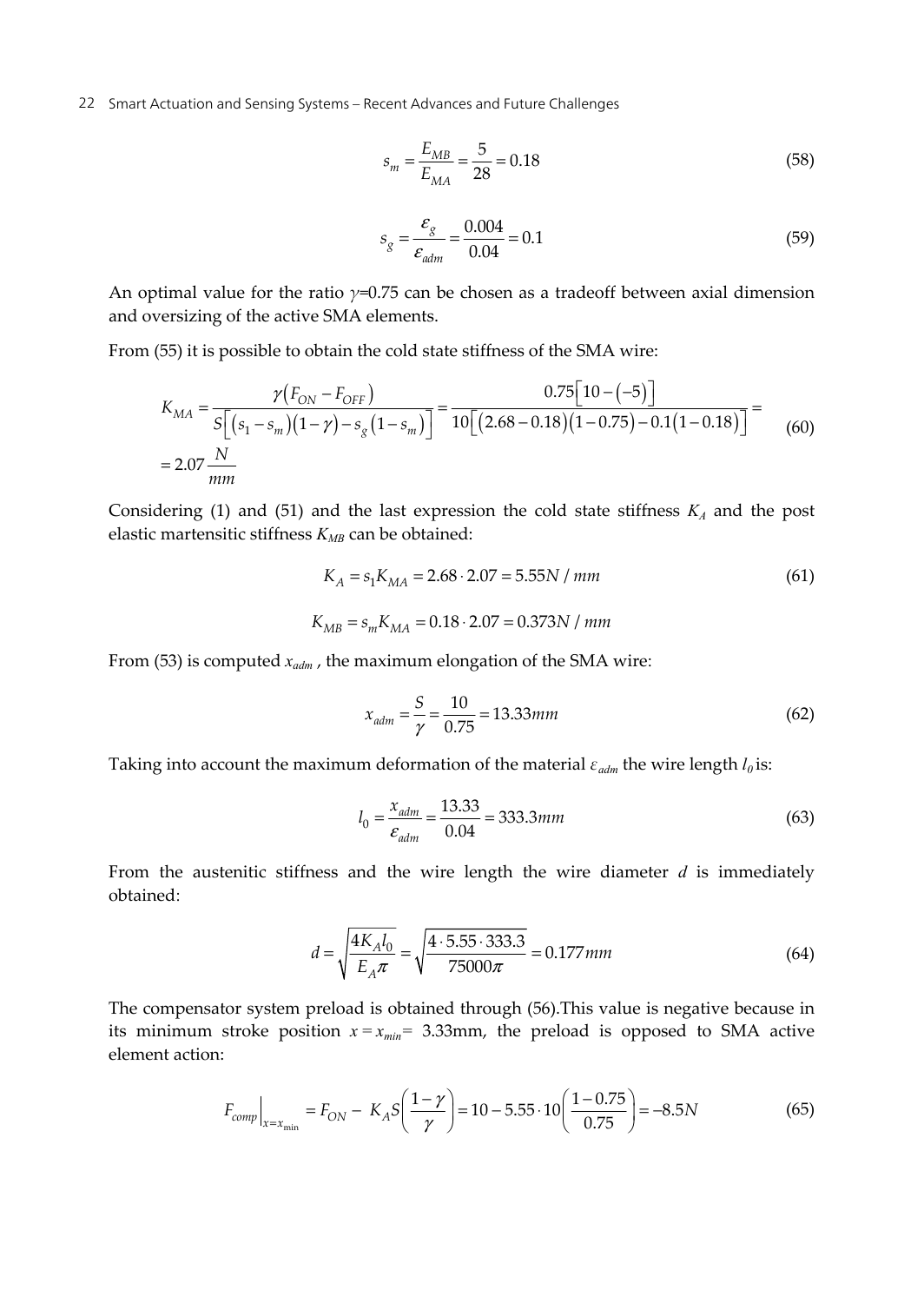$$s_m = \frac{E_{MB}}{E_{MA}} = \frac{5}{28} = 0.18 \tag{58}$$

$$s_g = \frac{\varepsilon_g}{\varepsilon_{adm}} = \frac{0.004}{0.04} = 0.1 \tag{59}$$

An optimal value for the ratio $\gamma$=0.75 can be chosen as a tradeoff between axial dimension and oversizing of the active SMA elements.

From (55) it is possible to obtain the cold state stiffness of the SMA wire:

$$K_{MA} = \frac{\gamma\left(F_{ON} - F_{OFF}\right)}{S\left[\left(s_1 - s_m\right)\left(1-\gamma\right) - s_g\left(1-s_m\right)\right]} = \frac{0.75\left[10-\left(-5\right)\right]}{10\left[\left(2.68-0.18\right)\left(1-0.75\right)-0.1\left(1-0.18\right)\right]} = 2.07\frac{N}{mm} \tag{60}$$

Considering (1) and (51) and the last expression the cold state stiffness $K_A$ and the post elastic martensitic stiffness $K_{MB}$ can be obtained:

$$K_A = s_1 K_{MA} = 2.68 \cdot 2.07 = 5.55N/mm \tag{61}$$

$$K_{MB} = s_m K_{MA} = 0.18 \cdot 2.07 = 0.373N/mm$$

From (53) is computed $x_{adm}$, the maximum elongation of the SMA wire:

$$x_{adm} = \frac{S}{\gamma} = \frac{10}{0.75} = 13.33mm \tag{62}$$

Taking into account the maximum deformation of the material $\varepsilon_{adm}$ the wire length $l_0$ is:

$$l_0 = \frac{x_{adm}}{\varepsilon_{adm}} = \frac{13.33}{0.04} = 333.3mm \tag{63}$$

From the austenitic stiffness and the wire length the wire diameter $d$ is immediately obtained:

$$d = \sqrt{\frac{4K_A l_0}{E_A \pi}} = \sqrt{\frac{4 \cdot 5.55 \cdot 333.3}{75000\pi}} = 0.177mm \tag{64}$$

The compensator system preload is obtained through (56).This value is negative because in its minimum stroke position $x = x_{min}$= 3.33mm, the preload is opposed to SMA active element action:

$$F_{comp}\Big|_{x=x_{\min}} = F_{ON} - K_A S\left(\frac{1-\gamma}{\gamma}\right) = 10 - 5.55 \cdot 10\left(\frac{1-0.75}{0.75}\right) = -8.5N \tag{65}$$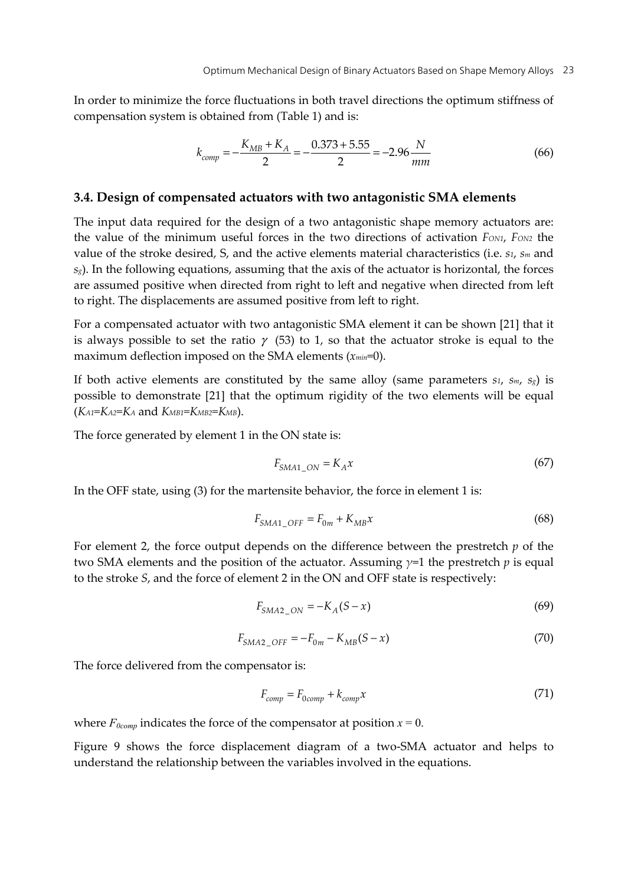In order to minimize the force fluctuations in both travel directions the optimum stiffness of compensation system is obtained from (Table 1) and is:

$$k_{comp} = -\frac{K_{MB} + K_A}{2} = -\frac{0.373 + 5.55}{2} = -2.96 \frac{N}{mm} \tag{66}$$

### 3.4. Design of compensated actuators with two antagonistic SMA elements

The input data required for the design of a two antagonistic shape memory actuators are: the value of the minimum useful forces in the two directions of activation $F_{ON1}$, $F_{ON2}$ the value of the stroke desired, S, and the active elements material characteristics (i.e. $s_1$, $s_m$ and $s_g$). In the following equations, assuming that the axis of the actuator is horizontal, the forces are assumed positive when directed from right to left and negative when directed from left to right. The displacements are assumed positive from left to right.

For a compensated actuator with two antagonistic SMA element it can be shown [21] that it is always possible to set the ratio $\gamma$ (53) to 1, so that the actuator stroke is equal to the maximum deflection imposed on the SMA elements ($x_{min}$=0).

If both active elements are constituted by the same alloy (same parameters $s_1$, $s_m$, $s_g$) is possible to demonstrate [21] that the optimum rigidity of the two elements will be equal ($K_{A1}=K_{A2}=K_A$ and $K_{MB1}=K_{MB2}=K_{MB}$).

The force generated by element 1 in the ON state is:

$$F_{SMA1\_ON} = K_A x \tag{67}$$

In the OFF state, using (3) for the martensite behavior, the force in element 1 is:

$$F_{SMA1\_OFF} = F_{0m} + K_{MB} x \tag{68}$$

For element 2, the force output depends on the difference between the prestretch $p$ of the two SMA elements and the position of the actuator. Assuming $\gamma$=1 the prestretch $p$ is equal to the stroke $S$, and the force of element 2 in the ON and OFF state is respectively:

$$F_{SMA2\_ON} = -K_A (S - x) \tag{69}$$

$$F_{SMA2\_OFF} = -F_{0m} - K_{MB}(S - x) \tag{70}$$

The force delivered from the compensator is:

$$F_{comp} = F_{0comp} + k_{comp} x \tag{71}$$

where $F_{0comp}$ indicates the force of the compensator at position $x = 0$.

Figure 9 shows the force displacement diagram of a two-SMA actuator and helps to understand the relationship between the variables involved in the equations.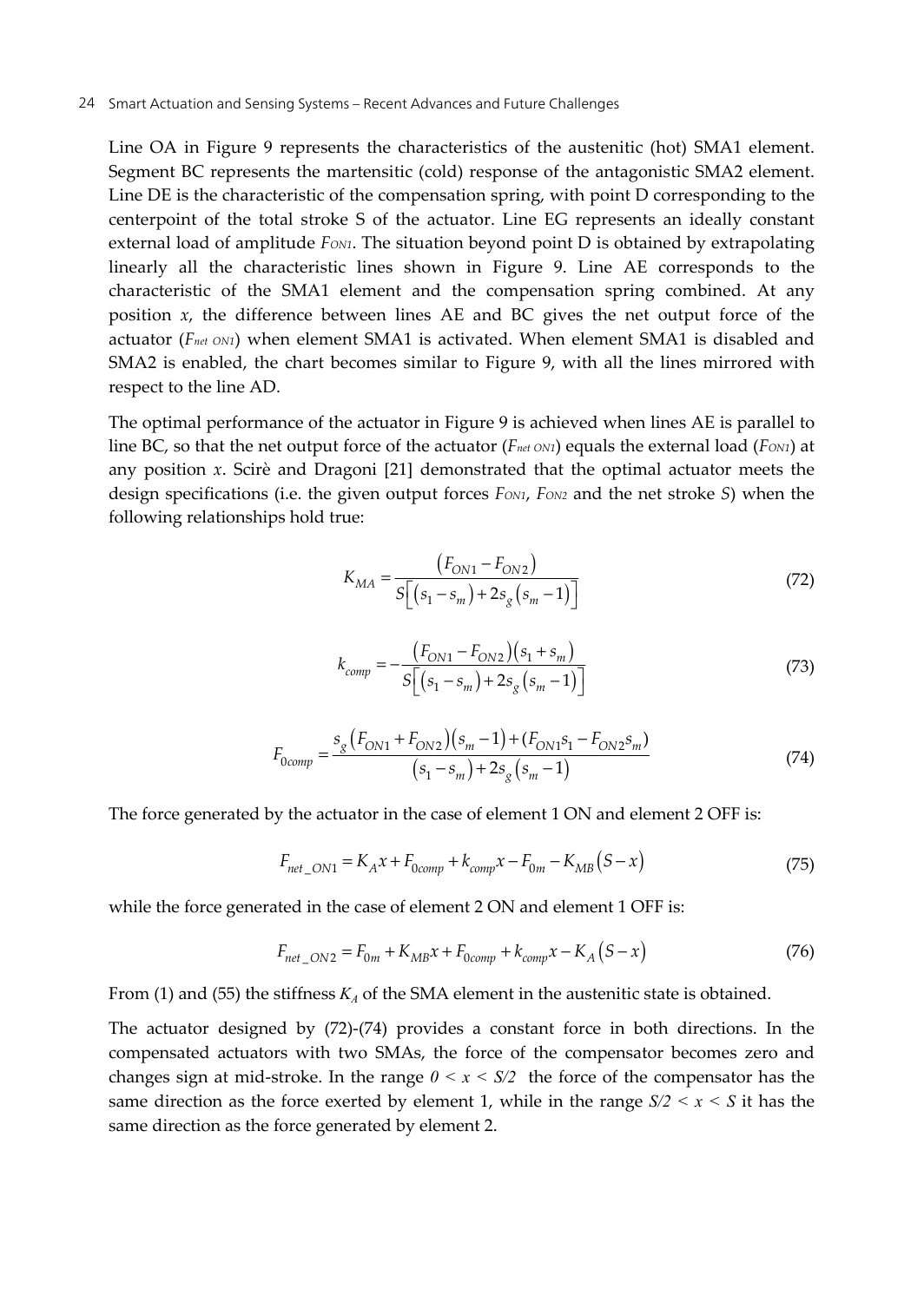Line OA in Figure 9 represents the characteristics of the austenitic (hot) SMA1 element. Segment BC represents the martensitic (cold) response of the antagonistic SMA2 element. Line DE is the characteristic of the compensation spring, with point D corresponding to the centerpoint of the total stroke S of the actuator. Line EG represents an ideally constant external load of amplitude $F_{ON1}$. The situation beyond point D is obtained by extrapolating linearly all the characteristic lines shown in Figure 9. Line AE corresponds to the characteristic of the SMA1 element and the compensation spring combined. At any position $x$, the difference between lines AE and BC gives the net output force of the actuator ($F_{net\ ON1}$) when element SMA1 is activated. When element SMA1 is disabled and SMA2 is enabled, the chart becomes similar to Figure 9, with all the lines mirrored with respect to the line AD.

The optimal performance of the actuator in Figure 9 is achieved when lines AE is parallel to line BC, so that the net output force of the actuator ($F_{net\ ON1}$) equals the external load ($F_{ON1}$) at any position $x$. Scirè and Dragoni [21] demonstrated that the optimal actuator meets the design specifications (i.e. the given output forces $F_{ON1}$, $F_{ON2}$ and the net stroke $S$) when the following relationships hold true:

$$K_{MA} = \frac{\left(F_{ON1} - F_{ON2}\right)}{S\left[\left(s_1 - s_m\right) + 2s_g\left(s_m - 1\right)\right]} \tag{72}$$

$$k_{comp} = -\frac{\left(F_{ON1} - F_{ON2}\right)\left(s_1 + s_m\right)}{S\left[\left(s_1 - s_m\right) + 2s_g\left(s_m - 1\right)\right]} \tag{73}$$

$$F_{0comp} = \frac{s_g\left(F_{ON1} + F_{ON2}\right)\left(s_m - 1\right) + \left(F_{ON1}s_1 - F_{ON2}s_m\right)}{\left(s_1 - s_m\right) + 2s_g\left(s_m - 1\right)} \tag{74}$$

The force generated by the actuator in the case of element 1 ON and element 2 OFF is:

$$F_{net\_ON1} = K_A x + F_{0comp} + k_{comp}x - F_{0m} - K_{MB}\left(S - x\right) \tag{75}$$

while the force generated in the case of element 2 ON and element 1 OFF is:

$$F_{net\_ON2} = F_{0m} + K_{MB}x + F_{0comp} + k_{comp}x - K_A\left(S - x\right) \tag{76}$$

From (1) and (55) the stiffness $K_A$ of the SMA element in the austenitic state is obtained.

The actuator designed by (72)-(74) provides a constant force in both directions. In the compensated actuators with two SMAs, the force of the compensator becomes zero and changes sign at mid-stroke. In the range $0 < x < S/2$ the force of the compensator has the same direction as the force exerted by element 1, while in the range $S/2 < x < S$ it has the same direction as the force generated by element 2.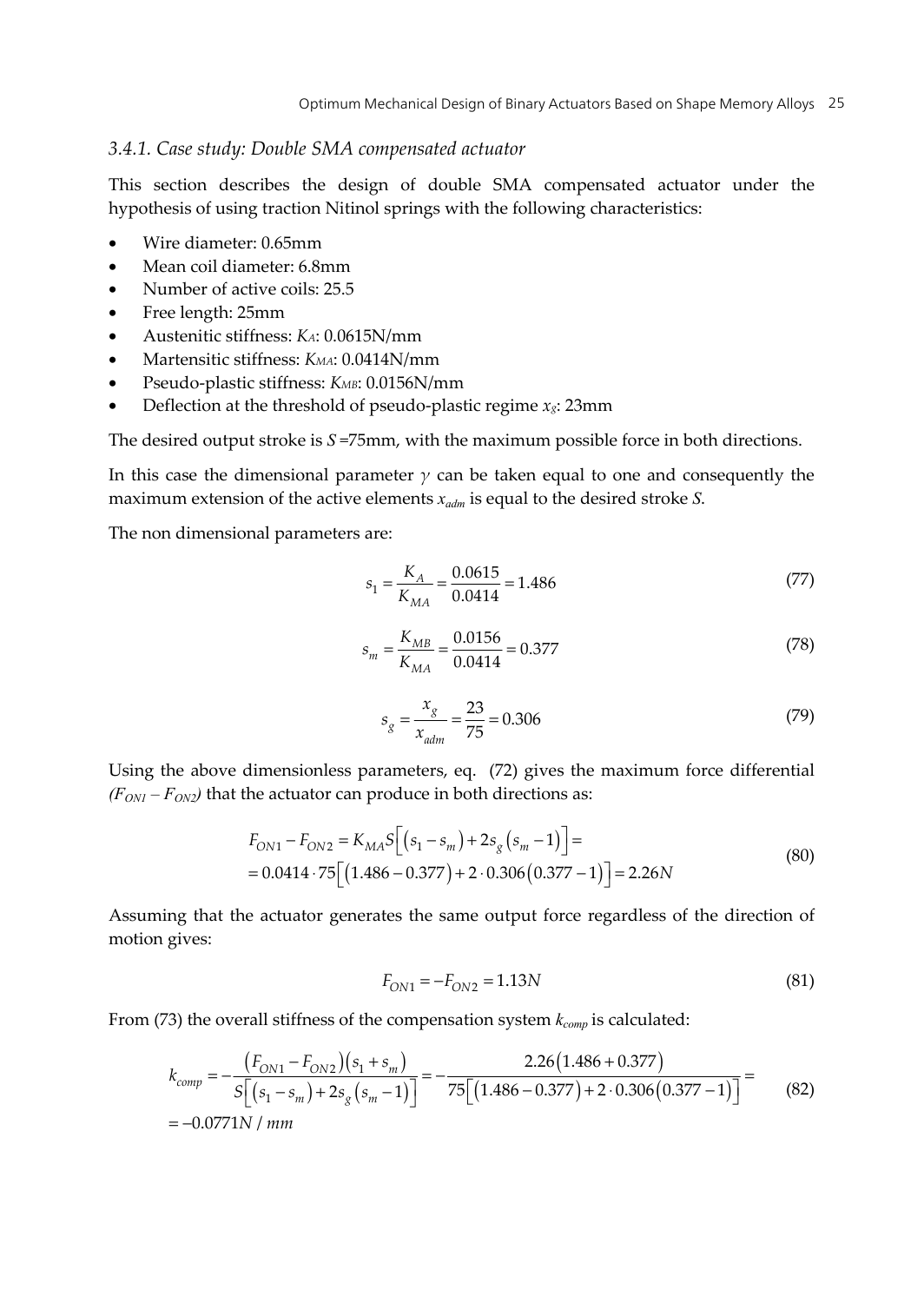### *3.4.1. Case study: Double SMA compensated actuator*

This section describes the design of double SMA compensated actuator under the hypothesis of using traction Nitinol springs with the following characteristics:

- Wire diameter: 0.65mm
- Mean coil diameter: 6.8mm
- Number of active coils: 25.5
- Free length: 25mm
- Austenitic stiffness: $K_A$: 0.0615N/mm
- Martensitic stiffness: $K_{MA}$: 0.0414N/mm
- Pseudo-plastic stiffness: $K_{MB}$: 0.0156N/mm
- Deflection at the threshold of pseudo-plastic regime $x_g$: 23mm

The desired output stroke is $S$ =75mm, with the maximum possible force in both directions.

In this case the dimensional parameter $\gamma$ can be taken equal to one and consequently the maximum extension of the active elements $x_{adm}$ is equal to the desired stroke $S$.

The non dimensional parameters are:

$$s_1 = \frac{K_A}{K_{MA}} = \frac{0.0615}{0.0414} = 1.486 \tag{77}$$

$$s_m = \frac{K_{MB}}{K_{MA}} = \frac{0.0156}{0.0414} = 0.377 \tag{78}$$

$$s_g = \frac{x_g}{x_{adm}} = \frac{23}{75} = 0.306 \tag{79}$$

Using the above dimensionless parameters, eq. (72) gives the maximum force differential $(F_{ON1} - F_{ON2})$ that the actuator can produce in both directions as:

$$\begin{aligned} F_{ON1} - F_{ON2} &= K_{MA} S\left[\left(s_1 - s_m\right) + 2 s_g \left(s_m - 1\right)\right] = \\ &= 0.0414 \cdot 75\left[\left(1.486 - 0.377\right) + 2 \cdot 0.306\left(0.377 - 1\right)\right] = 2.26N \end{aligned} \tag{80}$$

Assuming that the actuator generates the same output force regardless of the direction of motion gives:

$$F_{ON1} = -F_{ON2} = 1.13N \tag{81}$$

From (73) the overall stiffness of the compensation system $k_{comp}$ is calculated:

$$\begin{aligned} k_{comp} &= -\frac{\left(F_{ON1} - F_{ON2}\right)\left(s_1 + s_m\right)}{S\left[\left(s_1 - s_m\right) + 2 s_g\left(s_m - 1\right)\right]} = -\frac{2.26\left(1.486 + 0.377\right)}{75\left[\left(1.486 - 0.377\right) + 2 \cdot 0.306\left(0.377 - 1\right)\right]} = \\ &= -0.0771 N / mm \end{aligned} \tag{82}$$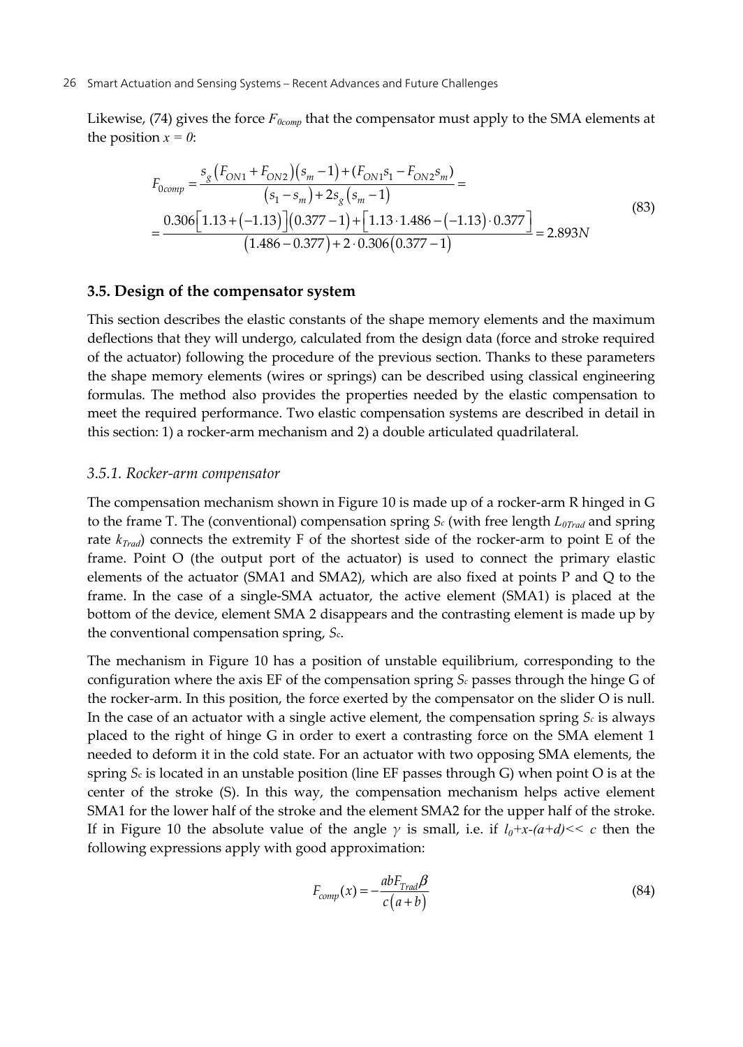Likewise, (74) gives the force $F_{0comp}$ that the compensator must apply to the SMA elements at the position $x = 0$:

$$
\begin{aligned}
F_{0comp} &= \frac{s_g\left(F_{ON1}+F_{ON2}\right)\left(s_m-1\right)+\left(F_{ON1}s_1-F_{ON2}s_m\right)}{\left(s_1-s_m\right)+2s_g\left(s_m-1\right)} = \\
&= \frac{0.306\left[1.13+\left(-1.13\right)\right]\left(0.377-1\right)+\left[1.13\cdot 1.486-\left(-1.13\right)\cdot 0.377\right]}{\left(1.486-0.377\right)+2\cdot 0.306\left(0.377-1\right)} = 2.893N
\end{aligned}
\tag{83}
$$

### 3.5. Design of the compensator system

This section describes the elastic constants of the shape memory elements and the maximum deflections that they will undergo, calculated from the design data (force and stroke required of the actuator) following the procedure of the previous section. Thanks to these parameters the shape memory elements (wires or springs) can be described using classical engineering formulas. The method also provides the properties needed by the elastic compensation to meet the required performance. Two elastic compensation systems are described in detail in this section: 1) a rocker-arm mechanism and 2) a double articulated quadrilateral.

#### *3.5.1. Rocker-arm compensator*

The compensation mechanism shown in Figure 10 is made up of a rocker-arm R hinged in G to the frame T. The (conventional) compensation spring $S_c$ (with free length $L_{0Trad}$ and spring rate $k_{Trad}$) connects the extremity F of the shortest side of the rocker-arm to point E of the frame. Point O (the output port of the actuator) is used to connect the primary elastic elements of the actuator (SMA1 and SMA2), which are also fixed at points P and Q to the frame. In the case of a single-SMA actuator, the active element (SMA1) is placed at the bottom of the device, element SMA 2 disappears and the contrasting element is made up by the conventional compensation spring, $S_c$.

The mechanism in Figure 10 has a position of unstable equilibrium, corresponding to the configuration where the axis EF of the compensation spring $S_c$ passes through the hinge G of the rocker-arm. In this position, the force exerted by the compensator on the slider O is null. In the case of an actuator with a single active element, the compensation spring $S_c$ is always placed to the right of hinge G in order to exert a contrasting force on the SMA element 1 needed to deform it in the cold state. For an actuator with two opposing SMA elements, the spring $S_c$ is located in an unstable position (line EF passes through G) when point O is at the center of the stroke (S). In this way, the compensation mechanism helps active element SMA1 for the lower half of the stroke and the element SMA2 for the upper half of the stroke. If in Figure 10 the absolute value of the angle $\gamma$ is small, i.e. if $l_0+x-(a+d) << c$ then the following expressions apply with good approximation:

$$
F_{comp}(x) = -\frac{abF_{Trad}\beta}{c\left(a+b\right)}
\tag{84}
$$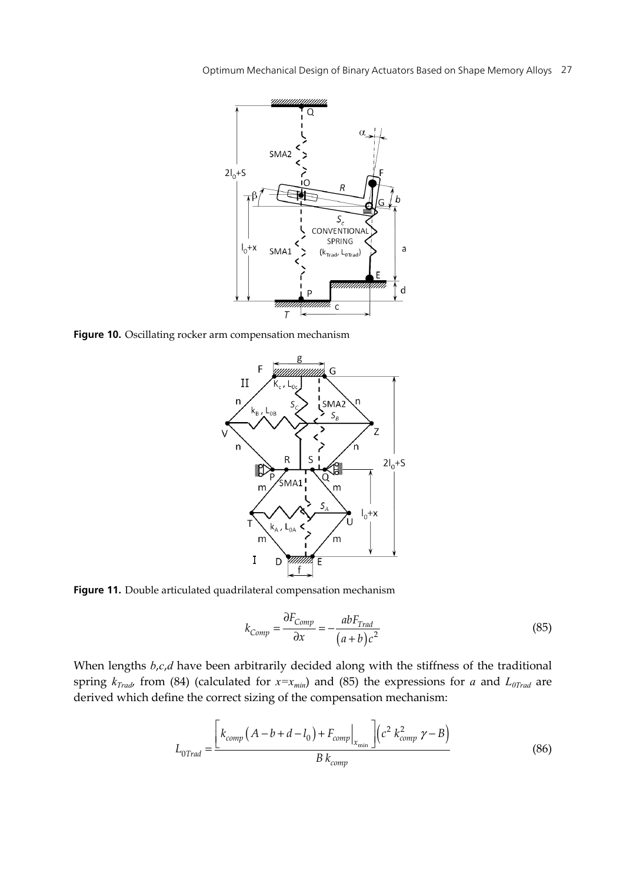**Figure 10.** Oscillating rocker arm compensation mechanism

**Figure 11.** Double articulated quadrilateral compensation mechanism

$$k_{Comp} = \frac{\partial F_{Comp}}{\partial x} = -\frac{abF_{Trad}}{\left(a+b\right)c^2} \tag{85}$$

When lengths $b,c,d$ have been arbitrarily decided along with the stiffness of the traditional spring $k_{Trad}$, from (84) (calculated for $x=x_{min}$) and (85) the expressions for $a$ and $L_{0Trad}$ are derived which define the correct sizing of the compensation mechanism:

$$L_{0Trad} = \frac{\left[k_{comp}\left(A-b+d-l_0\right)+F_{comp}\Big|_{x_{\min}}\right]\left(c^2\,k_{comp}^2\,\gamma - B\right)}{B\,k_{comp}} \tag{86}$$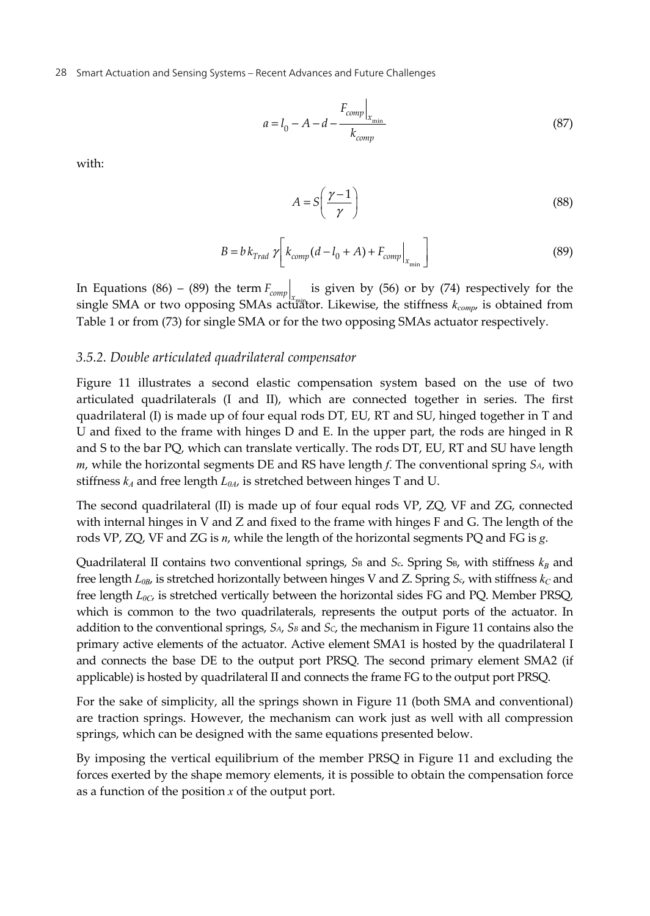$$a = l_0 - A - d - \frac{F_{comp}\Big|_{x_{\min}}}{k_{comp}} \tag{87}$$

with:

$$A = S\left(\frac{\gamma - 1}{\gamma}\right) \tag{88}$$

$$B = b\,k_{Trad}\,\gamma\left[k_{comp}(d - l_0 + A) + F_{comp}\Big|_{x_{\min}}\right] \tag{89}$$

In Equations (86) – (89) the term $F_{comp}\big|_{x_{\min}}$ is given by (56) or by (74) respectively for the single SMA or two opposing SMAs actuator. Likewise, the stiffness $k_{comp}$, is obtained from Table 1 or from (73) for single SMA or for the two opposing SMAs actuator respectively.

### *3.5.2. Double articulated quadrilateral compensator*

Figure 11 illustrates a second elastic compensation system based on the use of two articulated quadrilaterals (I and II), which are connected together in series. The first quadrilateral (I) is made up of four equal rods DT, EU, RT and SU, hinged together in T and U and fixed to the frame with hinges D and E. In the upper part, the rods are hinged in R and S to the bar PQ, which can translate vertically. The rods DT, EU, RT and SU have length $m$, while the horizontal segments DE and RS have length $f$. The conventional spring $S_A$, with stiffness $k_A$ and free length $L_{0A}$, is stretched between hinges T and U.

The second quadrilateral (II) is made up of four equal rods VP, ZQ, VF and ZG, connected with internal hinges in V and Z and fixed to the frame with hinges F and G. The length of the rods VP, ZQ, VF and ZG is $n$, while the length of the horizontal segments PQ and FG is $g$.

Quadrilateral II contains two conventional springs, $S_B$ and $S_C$. Spring $S_B$, with stiffness $k_B$ and free length $L_{0B}$, is stretched horizontally between hinges V and Z. Spring $S_C$, with stiffness $k_C$ and free length $L_{0C}$, is stretched vertically between the horizontal sides FG and PQ. Member PRSQ, which is common to the two quadrilaterals, represents the output ports of the actuator. In addition to the conventional springs, $S_A$, $S_B$ and $S_C$, the mechanism in Figure 11 contains also the primary active elements of the actuator. Active element SMA1 is hosted by the quadrilateral I and connects the base DE to the output port PRSQ. The second primary element SMA2 (if applicable) is hosted by quadrilateral II and connects the frame FG to the output port PRSQ.

For the sake of simplicity, all the springs shown in Figure 11 (both SMA and conventional) are traction springs. However, the mechanism can work just as well with all compression springs, which can be designed with the same equations presented below.

By imposing the vertical equilibrium of the member PRSQ in Figure 11 and excluding the forces exerted by the shape memory elements, it is possible to obtain the compensation force as a function of the position $x$ of the output port.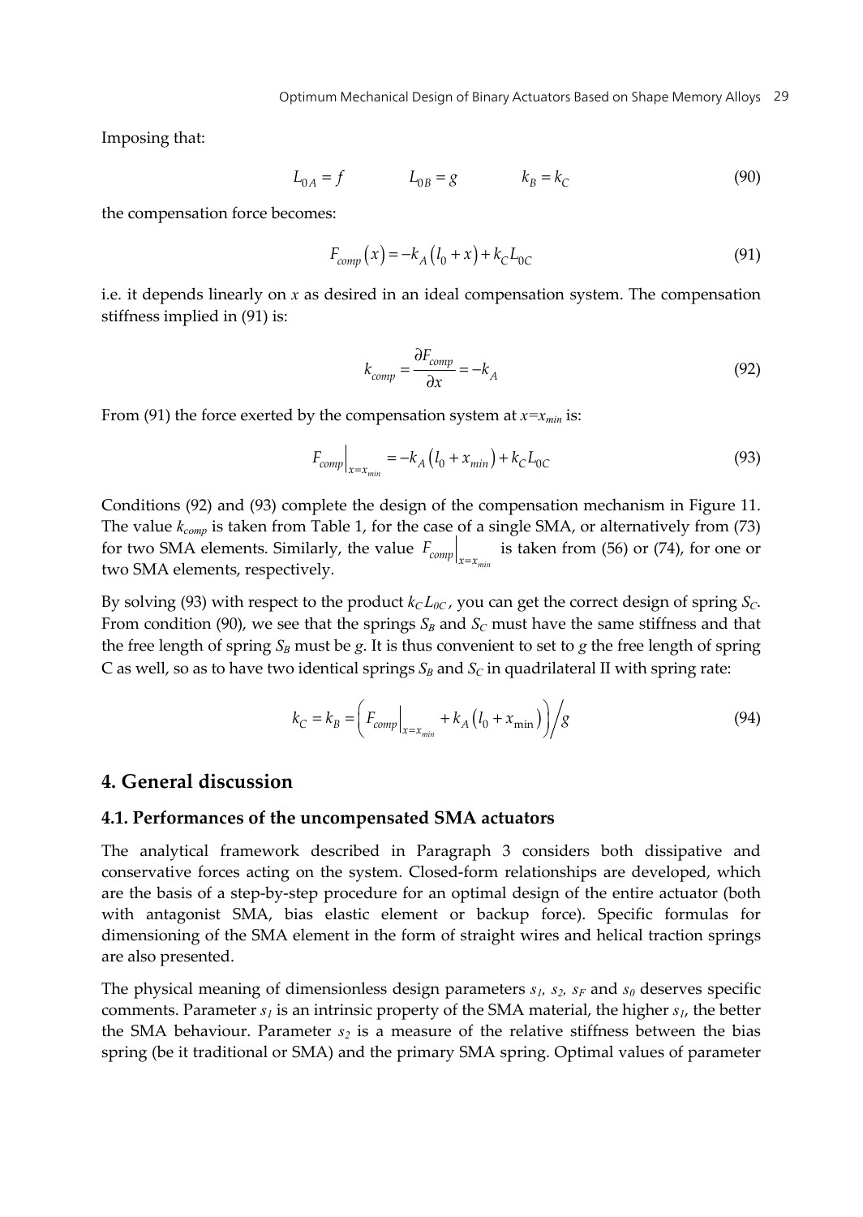Imposing that:

$$L_{0A} = f \qquad L_{0B} = g \qquad k_B = k_C \tag{90}$$

the compensation force becomes:

$$F_{comp}(x) = -k_A(l_0 + x) + k_C L_{0C} \tag{91}$$

i.e. it depends linearly on $x$ as desired in an ideal compensation system. The compensation stiffness implied in (91) is:

$$k_{comp} = \frac{\partial F_{comp}}{\partial x} = -k_A \tag{92}$$

From (91) the force exerted by the compensation system at $x=x_{min}$ is:

$$F_{comp}\Big|_{x=x_{min}} = -k_A(l_0 + x_{min}) + k_C L_{0C} \tag{93}$$

Conditions (92) and (93) complete the design of the compensation mechanism in Figure 11. The value $k_{comp}$ is taken from Table 1, for the case of a single SMA, or alternatively from (73) for two SMA elements. Similarly, the value $F_{comp}\Big|_{x=x_{min}}$ is taken from (56) or (74), for one or two SMA elements, respectively.

By solving (93) with respect to the product $k_C L_{0C}$, you can get the correct design of spring $S_C$. From condition (90), we see that the springs $S_B$ and $S_C$ must have the same stiffness and that the free length of spring $S_B$ must be $g$. It is thus convenient to set to $g$ the free length of spring C as well, so as to have two identical springs $S_B$ and $S_C$ in quadrilateral II with spring rate:

$$k_C = k_B = \left( F_{comp}\Big|_{x=x_{min}} + k_A(l_0 + x_{\min}) \right) \Big/ g \tag{94}$$

## 4. General discussion

### 4.1. Performances of the uncompensated SMA actuators

The analytical framework described in Paragraph 3 considers both dissipative and conservative forces acting on the system. Closed-form relationships are developed, which are the basis of a step-by-step procedure for an optimal design of the entire actuator (both with antagonist SMA, bias elastic element or backup force). Specific formulas for dimensioning of the SMA element in the form of straight wires and helical traction springs are also presented.

The physical meaning of dimensionless design parameters $s_1$, $s_2$, $s_F$ and $s_0$ deserves specific comments. Parameter $s_1$ is an intrinsic property of the SMA material, the higher $s_1$, the better the SMA behaviour. Parameter $s_2$ is a measure of the relative stiffness between the bias spring (be it traditional or SMA) and the primary SMA spring. Optimal values of parameter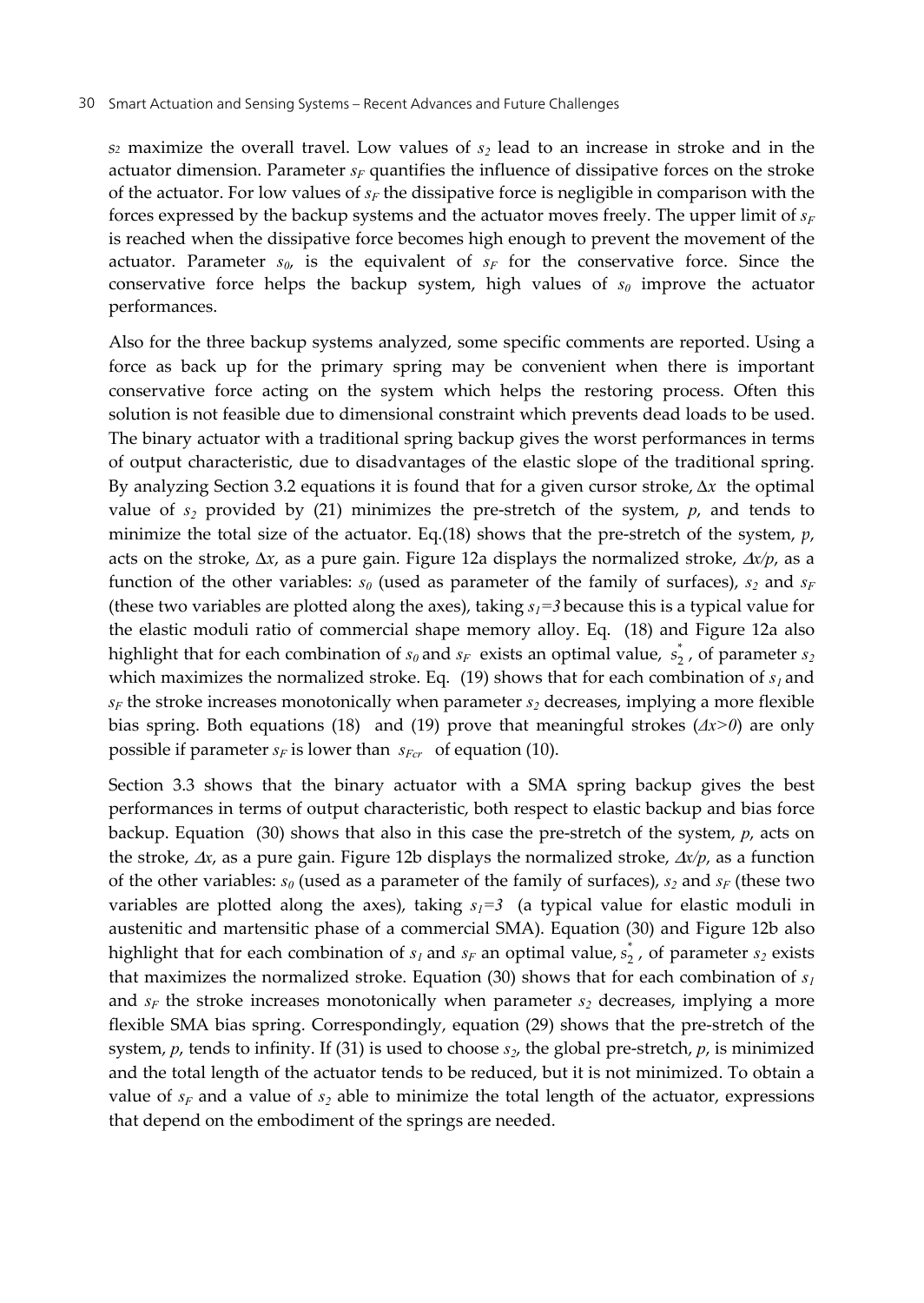$s_2$ maximize the overall travel. Low values of $s_2$ lead to an increase in stroke and in the actuator dimension. Parameter $s_F$ quantifies the influence of dissipative forces on the stroke of the actuator. For low values of $s_F$ the dissipative force is negligible in comparison with the forces expressed by the backup systems and the actuator moves freely. The upper limit of $s_F$ is reached when the dissipative force becomes high enough to prevent the movement of the actuator. Parameter $s_0$, is the equivalent of $s_F$ for the conservative force. Since the conservative force helps the backup system, high values of $s_0$ improve the actuator performances.

Also for the three backup systems analyzed, some specific comments are reported. Using a force as back up for the primary spring may be convenient when there is important conservative force acting on the system which helps the restoring process. Often this solution is not feasible due to dimensional constraint which prevents dead loads to be used. The binary actuator with a traditional spring backup gives the worst performances in terms of output characteristic, due to disadvantages of the elastic slope of the traditional spring. By analyzing Section 3.2 equations it is found that for a given cursor stroke, $\Delta x$ the optimal value of $s_2$ provided by (21) minimizes the pre-stretch of the system, $p$, and tends to minimize the total size of the actuator. Eq.(18) shows that the pre-stretch of the system, $p$, acts on the stroke, $\Delta x$, as a pure gain. Figure 12a displays the normalized stroke, $\Delta x/p$, as a function of the other variables: $s_0$ (used as parameter of the family of surfaces), $s_2$ and $s_F$ (these two variables are plotted along the axes), taking $s_1=3$ because this is a typical value for the elastic moduli ratio of commercial shape memory alloy. Eq. (18) and Figure 12a also highlight that for each combination of $s_0$ and $s_F$ exists an optimal value, $s_2^*$, of parameter $s_2$ which maximizes the normalized stroke. Eq. (19) shows that for each combination of $s_1$ and $s_F$ the stroke increases monotonically when parameter $s_2$ decreases, implying a more flexible bias spring. Both equations (18) and (19) prove that meaningful strokes ($\Delta x>0$) are only possible if parameter $s_F$ is lower than $s_{Fcr}$ of equation (10).

Section 3.3 shows that the binary actuator with a SMA spring backup gives the best performances in terms of output characteristic, both respect to elastic backup and bias force backup. Equation (30) shows that also in this case the pre-stretch of the system, $p$, acts on the stroke, $\Delta x$, as a pure gain. Figure 12b displays the normalized stroke, $\Delta x/p$, as a function of the other variables: $s_0$ (used as a parameter of the family of surfaces), $s_2$ and $s_F$ (these two variables are plotted along the axes), taking $s_1=3$ (a typical value for elastic moduli in austenitic and martensitic phase of a commercial SMA). Equation (30) and Figure 12b also highlight that for each combination of $s_1$ and $s_F$ an optimal value, $s_2^*$, of parameter $s_2$ exists that maximizes the normalized stroke. Equation (30) shows that for each combination of $s_1$ and $s_F$ the stroke increases monotonically when parameter $s_2$ decreases, implying a more flexible SMA bias spring. Correspondingly, equation (29) shows that the pre-stretch of the system, $p$, tends to infinity. If (31) is used to choose $s_2$, the global pre-stretch, $p$, is minimized and the total length of the actuator tends to be reduced, but it is not minimized. To obtain a value of $s_F$ and a value of $s_2$ able to minimize the total length of the actuator, expressions that depend on the embodiment of the springs are needed.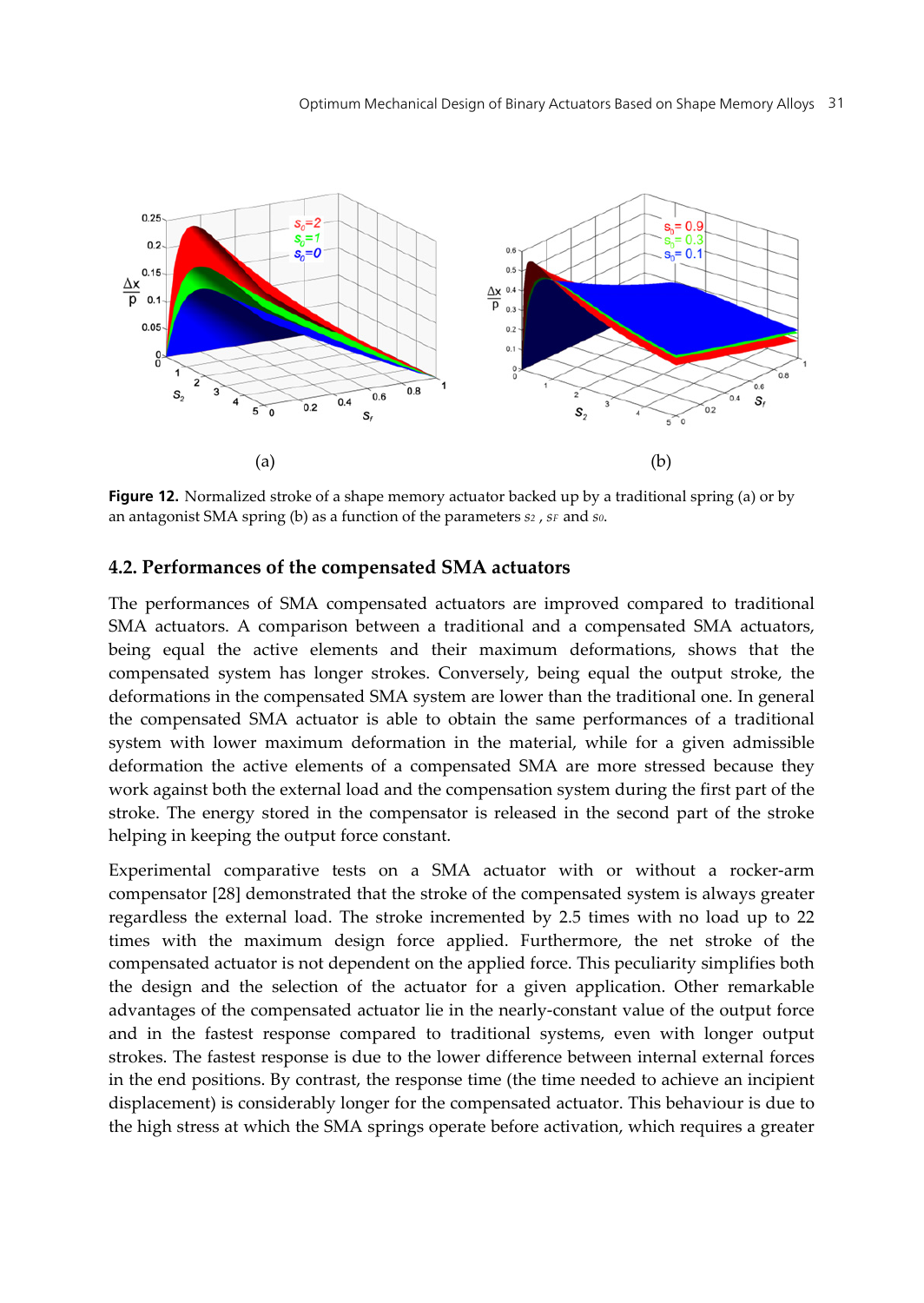(a)

(b)

**Figure 12.** Normalized stroke of a shape memory actuator backed up by a traditional spring (a) or by an antagonist SMA spring (b) as a function of the parameters $s_2$ , $s_F$ and $s_0$.

## 4.2. Performances of the compensated SMA actuators

The performances of SMA compensated actuators are improved compared to traditional SMA actuators. A comparison between a traditional and a compensated SMA actuators, being equal the active elements and their maximum deformations, shows that the compensated system has longer strokes. Conversely, being equal the output stroke, the deformations in the compensated SMA system are lower than the traditional one. In general the compensated SMA actuator is able to obtain the same performances of a traditional system with lower maximum deformation in the material, while for a given admissible deformation the active elements of a compensated SMA are more stressed because they work against both the external load and the compensation system during the first part of the stroke. The energy stored in the compensator is released in the second part of the stroke helping in keeping the output force constant.

Experimental comparative tests on a SMA actuator with or without a rocker-arm compensator [28] demonstrated that the stroke of the compensated system is always greater regardless the external load. The stroke incremented by 2.5 times with no load up to 22 times with the maximum design force applied. Furthermore, the net stroke of the compensated actuator is not dependent on the applied force. This peculiarity simplifies both the design and the selection of the actuator for a given application. Other remarkable advantages of the compensated actuator lie in the nearly-constant value of the output force and in the fastest response compared to traditional systems, even with longer output strokes. The fastest response is due to the lower difference between internal external forces in the end positions. By contrast, the response time (the time needed to achieve an incipient displacement) is considerably longer for the compensated actuator. This behaviour is due to the high stress at which the SMA springs operate before activation, which requires a greater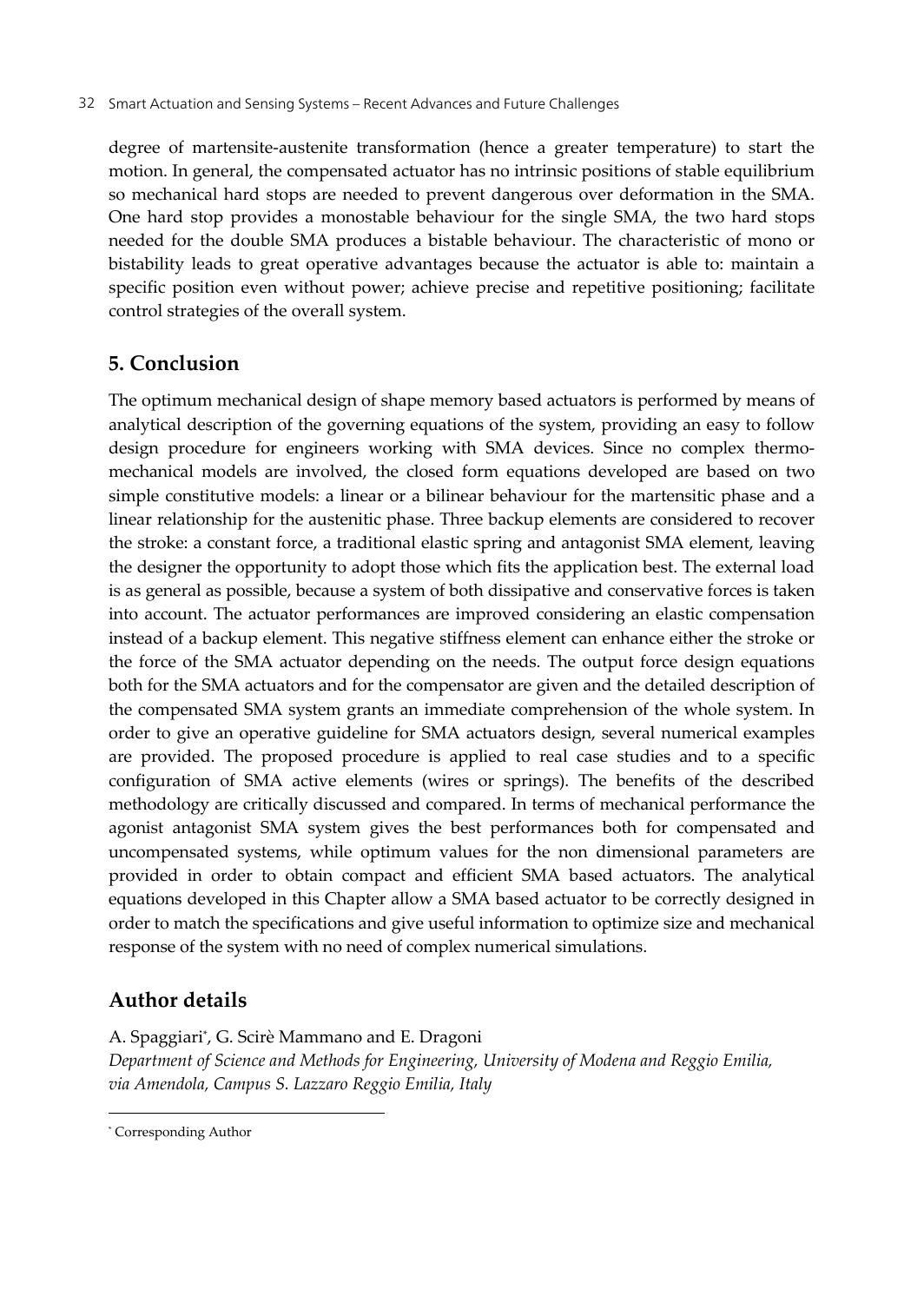degree of martensite-austenite transformation (hence a greater temperature) to start the motion. In general, the compensated actuator has no intrinsic positions of stable equilibrium so mechanical hard stops are needed to prevent dangerous over deformation in the SMA. One hard stop provides a monostable behaviour for the single SMA, the two hard stops needed for the double SMA produces a bistable behaviour. The characteristic of mono or bistability leads to great operative advantages because the actuator is able to: maintain a specific position even without power; achieve precise and repetitive positioning; facilitate control strategies of the overall system.

## 5. Conclusion

The optimum mechanical design of shape memory based actuators is performed by means of analytical description of the governing equations of the system, providing an easy to follow design procedure for engineers working with SMA devices. Since no complex thermo-mechanical models are involved, the closed form equations developed are based on two simple constitutive models: a linear or a bilinear behaviour for the martensitic phase and a linear relationship for the austenitic phase. Three backup elements are considered to recover the stroke: a constant force, a traditional elastic spring and antagonist SMA element, leaving the designer the opportunity to adopt those which fits the application best. The external load is as general as possible, because a system of both dissipative and conservative forces is taken into account. The actuator performances are improved considering an elastic compensation instead of a backup element. This negative stiffness element can enhance either the stroke or the force of the SMA actuator depending on the needs. The output force design equations both for the SMA actuators and for the compensator are given and the detailed description of the compensated SMA system grants an immediate comprehension of the whole system. In order to give an operative guideline for SMA actuators design, several numerical examples are provided. The proposed procedure is applied to real case studies and to a specific configuration of SMA active elements (wires or springs). The benefits of the described methodology are critically discussed and compared. In terms of mechanical performance the agonist antagonist SMA system gives the best performances both for compensated and uncompensated systems, while optimum values for the non dimensional parameters are provided in order to obtain compact and efficient SMA based actuators. The analytical equations developed in this Chapter allow a SMA based actuator to be correctly designed in order to match the specifications and give useful information to optimize size and mechanical response of the system with no need of complex numerical simulations.

## Author details

A. Spaggiari*, G. Scirè Mammano and E. Dragoni

*Department of Science and Methods for Engineering, University of Modena and Reggio Emilia, via Amendola, Campus S. Lazzaro Reggio Emilia, Italy*

* Corresponding Author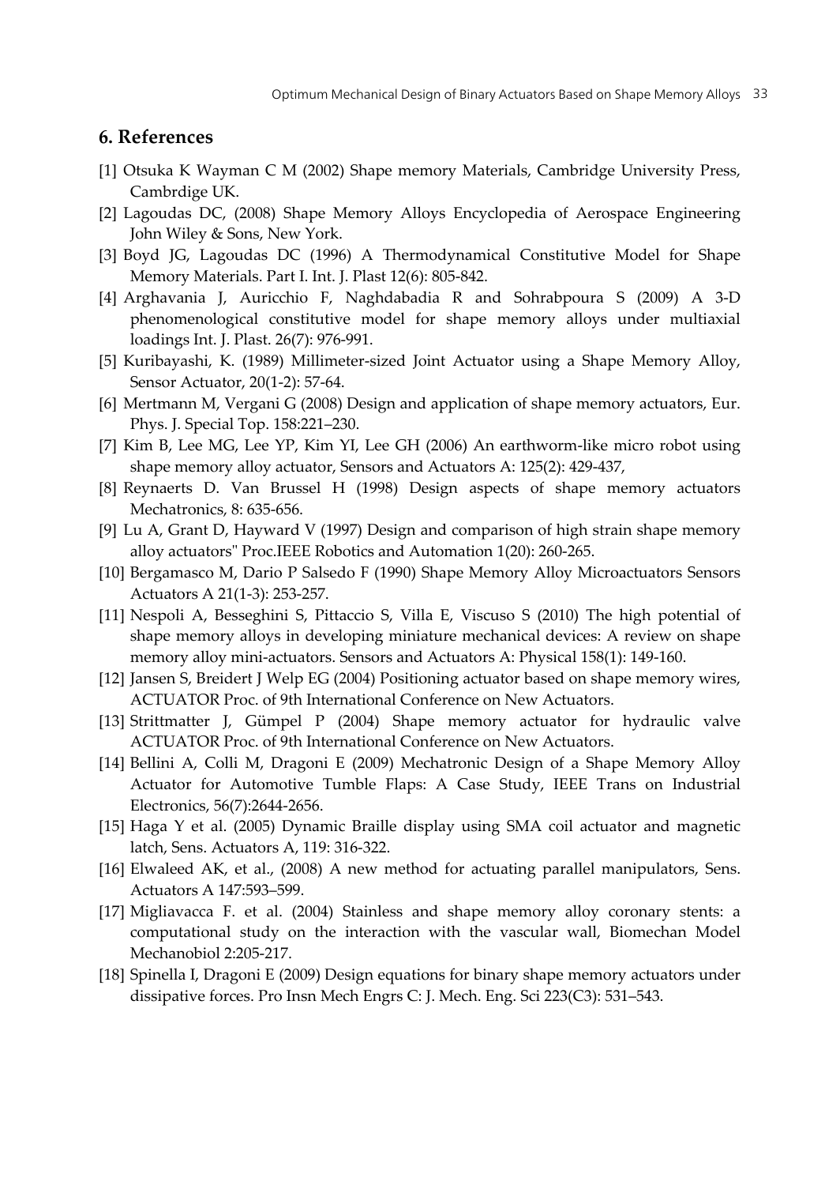## 6. References

[1] Otsuka K Wayman C M (2002) Shape memory Materials, Cambridge University Press, Cambrdige UK.

[2] Lagoudas DC, (2008) Shape Memory Alloys Encyclopedia of Aerospace Engineering John Wiley & Sons, New York.

[3] Boyd JG, Lagoudas DC (1996) A Thermodynamical Constitutive Model for Shape Memory Materials. Part I. Int. J. Plast 12(6): 805-842.

[4] Arghavania J, Auricchio F, Naghdabadia R and Sohrabpoura S (2009) A 3-D phenomenological constitutive model for shape memory alloys under multiaxial loadings Int. J. Plast. 26(7): 976-991.

[5] Kuribayashi, K. (1989) Millimeter-sized Joint Actuator using a Shape Memory Alloy, Sensor Actuator, 20(1-2): 57-64.

[6] Mertmann M, Vergani G (2008) Design and application of shape memory actuators, Eur. Phys. J. Special Top. 158:221–230.

[7] Kim B, Lee MG, Lee YP, Kim YI, Lee GH (2006) An earthworm-like micro robot using shape memory alloy actuator, Sensors and Actuators A: 125(2): 429-437,

[8] Reynaerts D. Van Brussel H (1998) Design aspects of shape memory actuators Mechatronics, 8: 635-656.

[9] Lu A, Grant D, Hayward V (1997) Design and comparison of high strain shape memory alloy actuators" Proc.IEEE Robotics and Automation 1(20): 260-265.

[10] Bergamasco M, Dario P Salsedo F (1990) Shape Memory Alloy Microactuators Sensors Actuators A 21(1-3): 253-257.

[11] Nespoli A, Besseghini S, Pittaccio S, Villa E, Viscuso S (2010) The high potential of shape memory alloys in developing miniature mechanical devices: A review on shape memory alloy mini-actuators. Sensors and Actuators A: Physical 158(1): 149-160.

[12] Jansen S, Breidert J Welp EG (2004) Positioning actuator based on shape memory wires, ACTUATOR Proc. of 9th International Conference on New Actuators.

[13] Strittmatter J, Gümpel P (2004) Shape memory actuator for hydraulic valve ACTUATOR Proc. of 9th International Conference on New Actuators.

[14] Bellini A, Colli M, Dragoni E (2009) Mechatronic Design of a Shape Memory Alloy Actuator for Automotive Tumble Flaps: A Case Study, IEEE Trans on Industrial Electronics, 56(7):2644-2656.

[15] Haga Y et al. (2005) Dynamic Braille display using SMA coil actuator and magnetic latch, Sens. Actuators A, 119: 316-322.

[16] Elwaleed AK, et al., (2008) A new method for actuating parallel manipulators, Sens. Actuators A 147:593–599.

[17] Migliavacca F. et al. (2004) Stainless and shape memory alloy coronary stents: a computational study on the interaction with the vascular wall, Biomechan Model Mechanobiol 2:205-217.

[18] Spinella I, Dragoni E (2009) Design equations for binary shape memory actuators under dissipative forces. Pro Insn Mech Engrs C: J. Mech. Eng. Sci 223(C3): 531–543.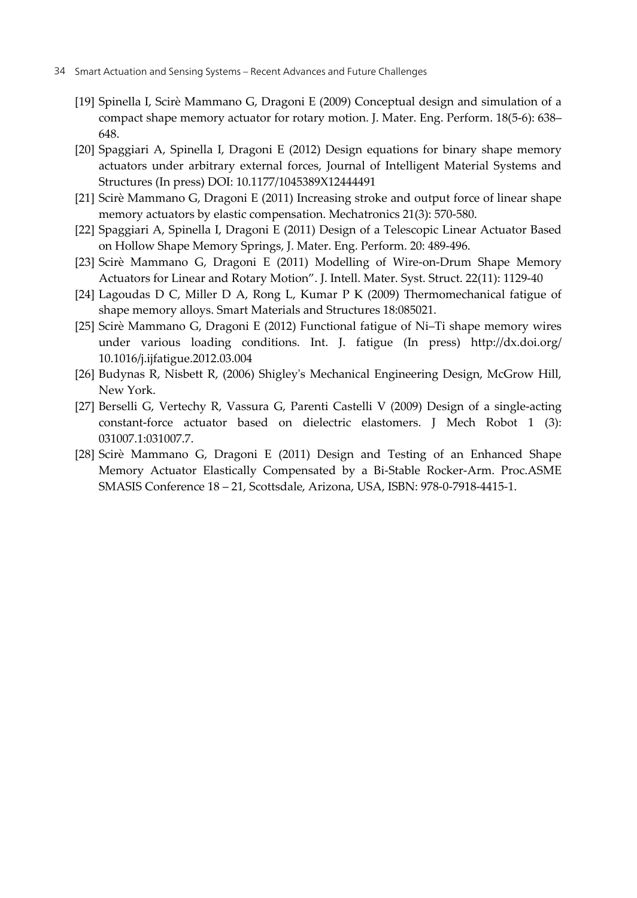[19] Spinella I, Scirè Mammano G, Dragoni E (2009) Conceptual design and simulation of a compact shape memory actuator for rotary motion. J. Mater. Eng. Perform. 18(5-6): 638–648.

[20] Spaggiari A, Spinella I, Dragoni E (2012) Design equations for binary shape memory actuators under arbitrary external forces, Journal of Intelligent Material Systems and Structures (In press) DOI: 10.1177/1045389X12444491

[21] Scirè Mammano G, Dragoni E (2011) Increasing stroke and output force of linear shape memory actuators by elastic compensation. Mechatronics 21(3): 570-580.

[22] Spaggiari A, Spinella I, Dragoni E (2011) Design of a Telescopic Linear Actuator Based on Hollow Shape Memory Springs, J. Mater. Eng. Perform. 20: 489-496.

[23] Scirè Mammano G, Dragoni E (2011) Modelling of Wire-on-Drum Shape Memory Actuators for Linear and Rotary Motion". J. Intell. Mater. Syst. Struct. 22(11): 1129-40

[24] Lagoudas D C, Miller D A, Rong L, Kumar P K (2009) Thermomechanical fatigue of shape memory alloys. Smart Materials and Structures 18:085021.

[25] Scirè Mammano G, Dragoni E (2012) Functional fatigue of Ni–Ti shape memory wires under various loading conditions. Int. J. fatigue (In press) http://dx.doi.org/10.1016/j.ijfatigue.2012.03.004

[26] Budynas R, Nisbett R, (2006) Shigley's Mechanical Engineering Design, McGrow Hill, New York.

[27] Berselli G, Vertechy R, Vassura G, Parenti Castelli V (2009) Design of a single-acting constant-force actuator based on dielectric elastomers. J Mech Robot 1 (3): 031007.1:031007.7.

[28] Scirè Mammano G, Dragoni E (2011) Design and Testing of an Enhanced Shape Memory Actuator Elastically Compensated by a Bi-Stable Rocker-Arm. Proc.ASME SMASIS Conference 18 – 21, Scottsdale, Arizona, USA, ISBN: 978-0-7918-4415-1.